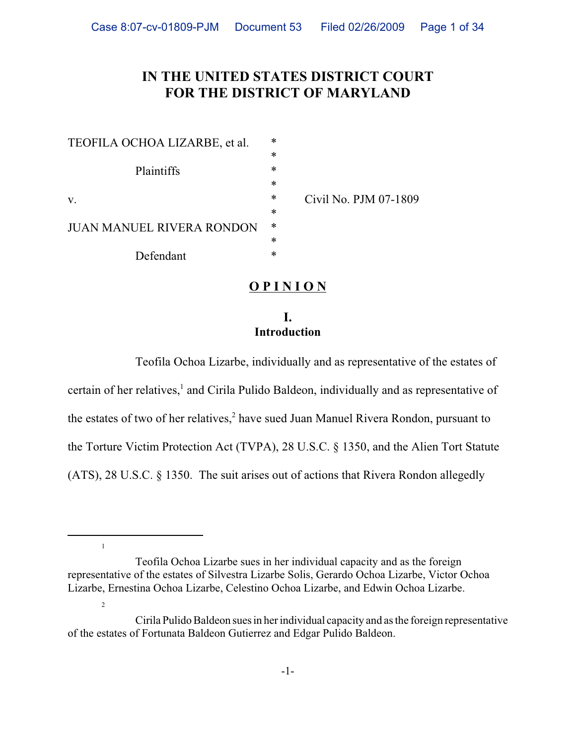# IN THE UNITED STATES DISTRICT COURT FOR THE DISTRICT OF MARYLAND

TEOFILA OCHOA LIZARBE, et al. *
*
Plaintiffs *
*
v. * Civil No. PJM 07-1809
*
JUAN MANUEL RIVERA RONDON *
*
Defendant *

## O P I N I O N

### I. Introduction

Teofila Ochoa Lizarbe, individually and as representative of the estates of certain of her relatives,[1] and Cirila Pulido Baldeon, individually and as representative of the estates of two of her relatives,[2] have sued Juan Manuel Rivera Rondon, pursuant to the Torture Victim Protection Act (TVPA), 28 U.S.C. § 1350, and the Alien Tort Statute (ATS), 28 U.S.C. § 1350. The suit arises out of actions that Rivera Rondon allegedly

---

[1] Teofila Ochoa Lizarbe sues in her individual capacity and as the foreign representative of the estates of Silvestra Lizarbe Solis, Gerardo Ochoa Lizarbe, Victor Ochoa Lizarbe, Ernestina Ochoa Lizarbe, Celestino Ochoa Lizarbe, and Edwin Ochoa Lizarbe.

[2] Cirila Pulido Baldeon sues in her individual capacity and as the foreign representative of the estates of Fortunata Baldeon Gutierrez and Edgar Pulido Baldeon.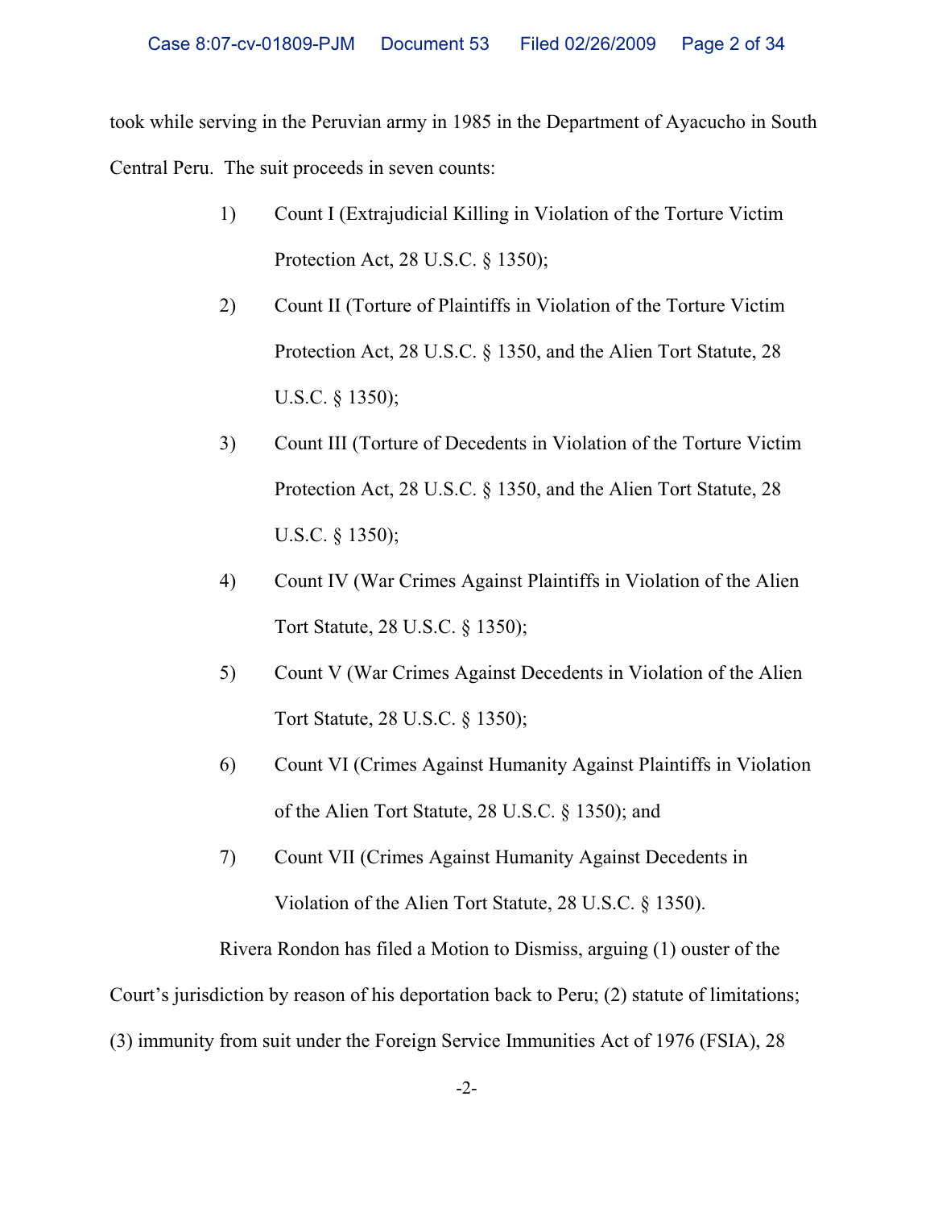took while serving in the Peruvian army in 1985 in the Department of Ayacucho in South Central Peru. The suit proceeds in seven counts:

1) Count I (Extrajudicial Killing in Violation of the Torture Victim Protection Act, 28 U.S.C. § 1350);

2) Count II (Torture of Plaintiffs in Violation of the Torture Victim Protection Act, 28 U.S.C. § 1350, and the Alien Tort Statute, 28 U.S.C. § 1350);

3) Count III (Torture of Decedents in Violation of the Torture Victim Protection Act, 28 U.S.C. § 1350, and the Alien Tort Statute, 28 U.S.C. § 1350);

4) Count IV (War Crimes Against Plaintiffs in Violation of the Alien Tort Statute, 28 U.S.C. § 1350);

5) Count V (War Crimes Against Decedents in Violation of the Alien Tort Statute, 28 U.S.C. § 1350);

6) Count VI (Crimes Against Humanity Against Plaintiffs in Violation of the Alien Tort Statute, 28 U.S.C. § 1350); and

7) Count VII (Crimes Against Humanity Against Decedents in Violation of the Alien Tort Statute, 28 U.S.C. § 1350).

Rivera Rondon has filed a Motion to Dismiss, arguing (1) ouster of the Court's jurisdiction by reason of his deportation back to Peru; (2) statute of limitations; (3) immunity from suit under the Foreign Service Immunities Act of 1976 (FSIA), 28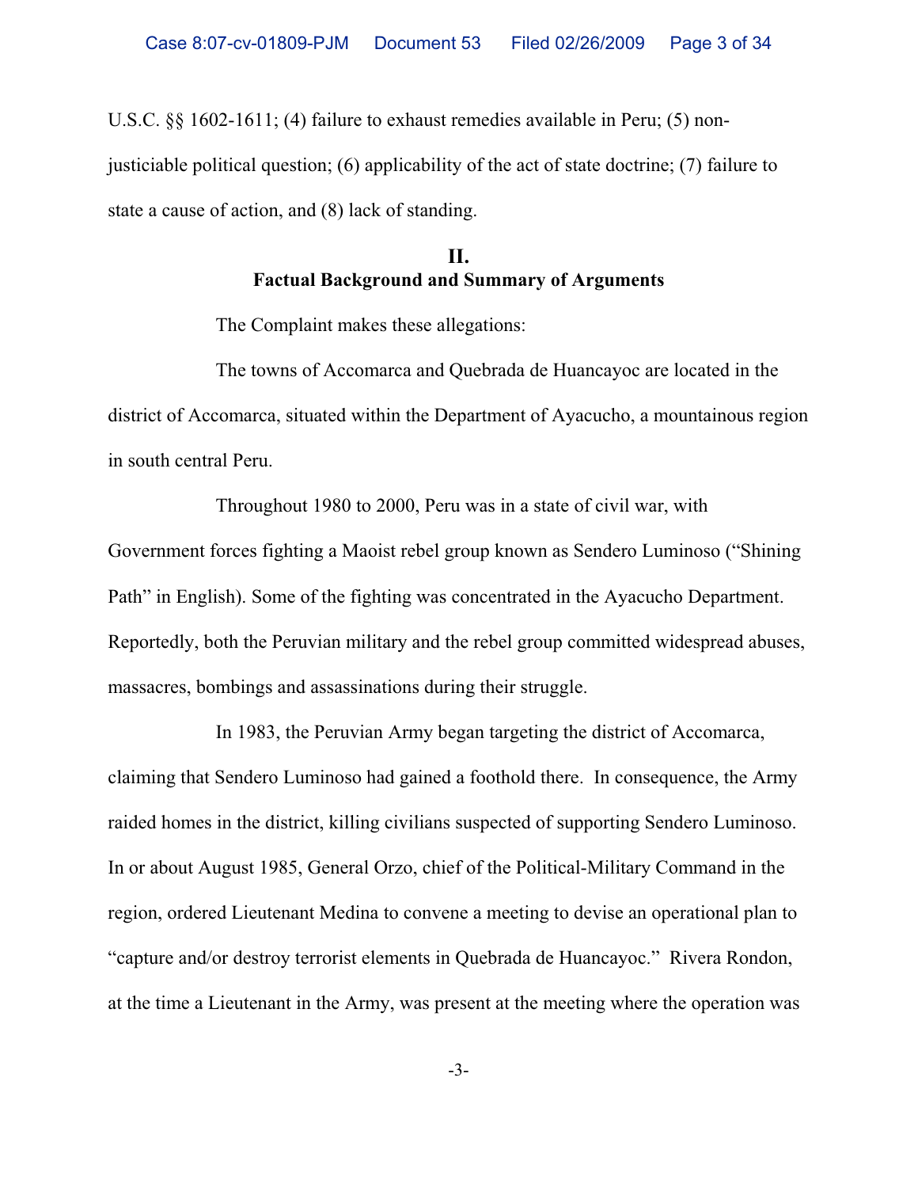U.S.C. §§ 1602-1611; (4) failure to exhaust remedies available in Peru; (5) non-justiciable political question; (6) applicability of the act of state doctrine; (7) failure to state a cause of action, and (8) lack of standing.

## II.
## Factual Background and Summary of Arguments

The Complaint makes these allegations:

The towns of Accomarca and Quebrada de Huancayoc are located in the district of Accomarca, situated within the Department of Ayacucho, a mountainous region in south central Peru.

Throughout 1980 to 2000, Peru was in a state of civil war, with Government forces fighting a Maoist rebel group known as Sendero Luminoso ("Shining Path" in English). Some of the fighting was concentrated in the Ayacucho Department. Reportedly, both the Peruvian military and the rebel group committed widespread abuses, massacres, bombings and assassinations during their struggle.

In 1983, the Peruvian Army began targeting the district of Accomarca, claiming that Sendero Luminoso had gained a foothold there. In consequence, the Army raided homes in the district, killing civilians suspected of supporting Sendero Luminoso. In or about August 1985, General Orzo, chief of the Political-Military Command in the region, ordered Lieutenant Medina to convene a meeting to devise an operational plan to "capture and/or destroy terrorist elements in Quebrada de Huancayoc." Rivera Rondon, at the time a Lieutenant in the Army, was present at the meeting where the operation was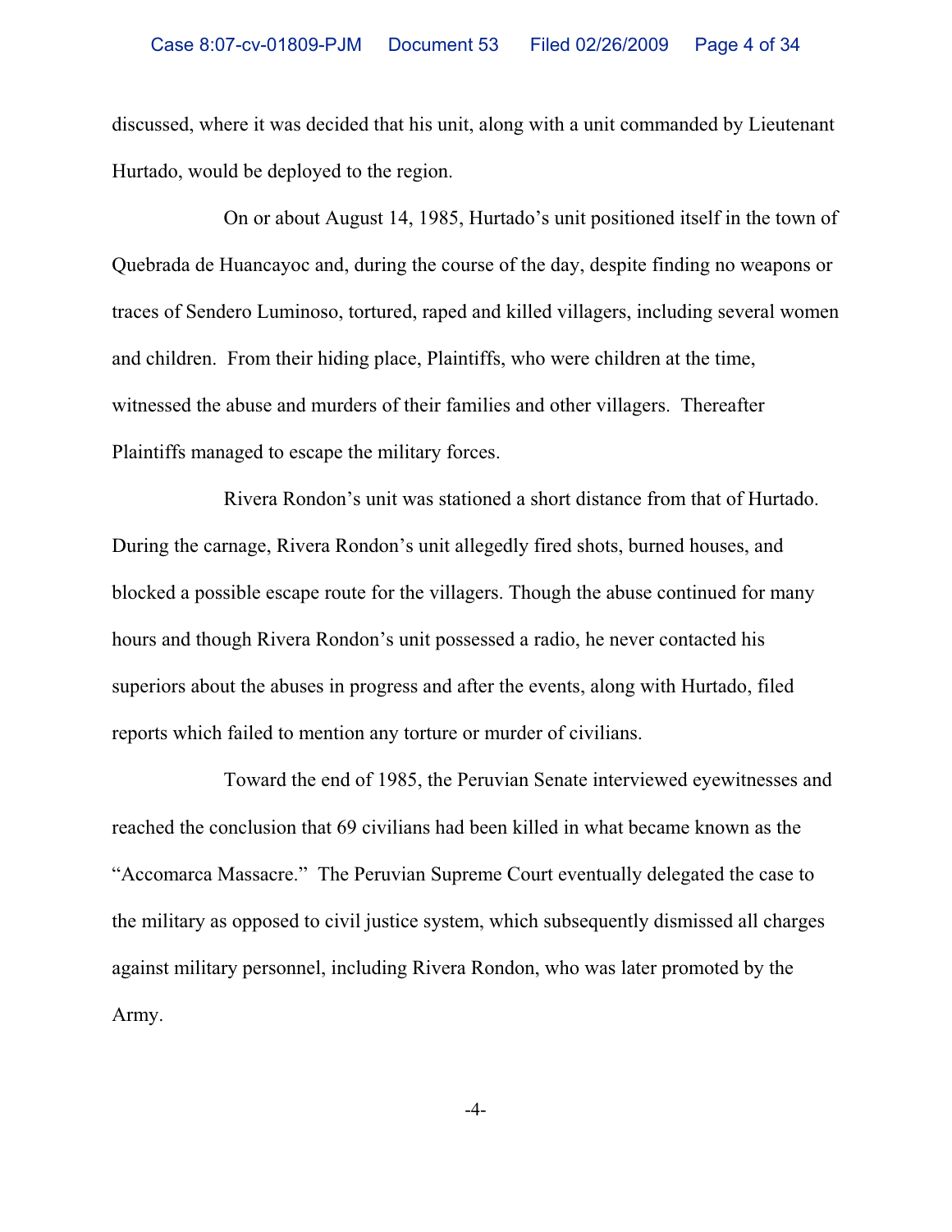discussed, where it was decided that his unit, along with a unit commanded by Lieutenant Hurtado, would be deployed to the region.

On or about August 14, 1985, Hurtado's unit positioned itself in the town of Quebrada de Huancayoc and, during the course of the day, despite finding no weapons or traces of Sendero Luminoso, tortured, raped and killed villagers, including several women and children. From their hiding place, Plaintiffs, who were children at the time, witnessed the abuse and murders of their families and other villagers. Thereafter Plaintiffs managed to escape the military forces.

Rivera Rondon's unit was stationed a short distance from that of Hurtado. During the carnage, Rivera Rondon's unit allegedly fired shots, burned houses, and blocked a possible escape route for the villagers. Though the abuse continued for many hours and though Rivera Rondon's unit possessed a radio, he never contacted his superiors about the abuses in progress and after the events, along with Hurtado, filed reports which failed to mention any torture or murder of civilians.

Toward the end of 1985, the Peruvian Senate interviewed eyewitnesses and reached the conclusion that 69 civilians had been killed in what became known as the "Accomarca Massacre." The Peruvian Supreme Court eventually delegated the case to the military as opposed to civil justice system, which subsequently dismissed all charges against military personnel, including Rivera Rondon, who was later promoted by the Army.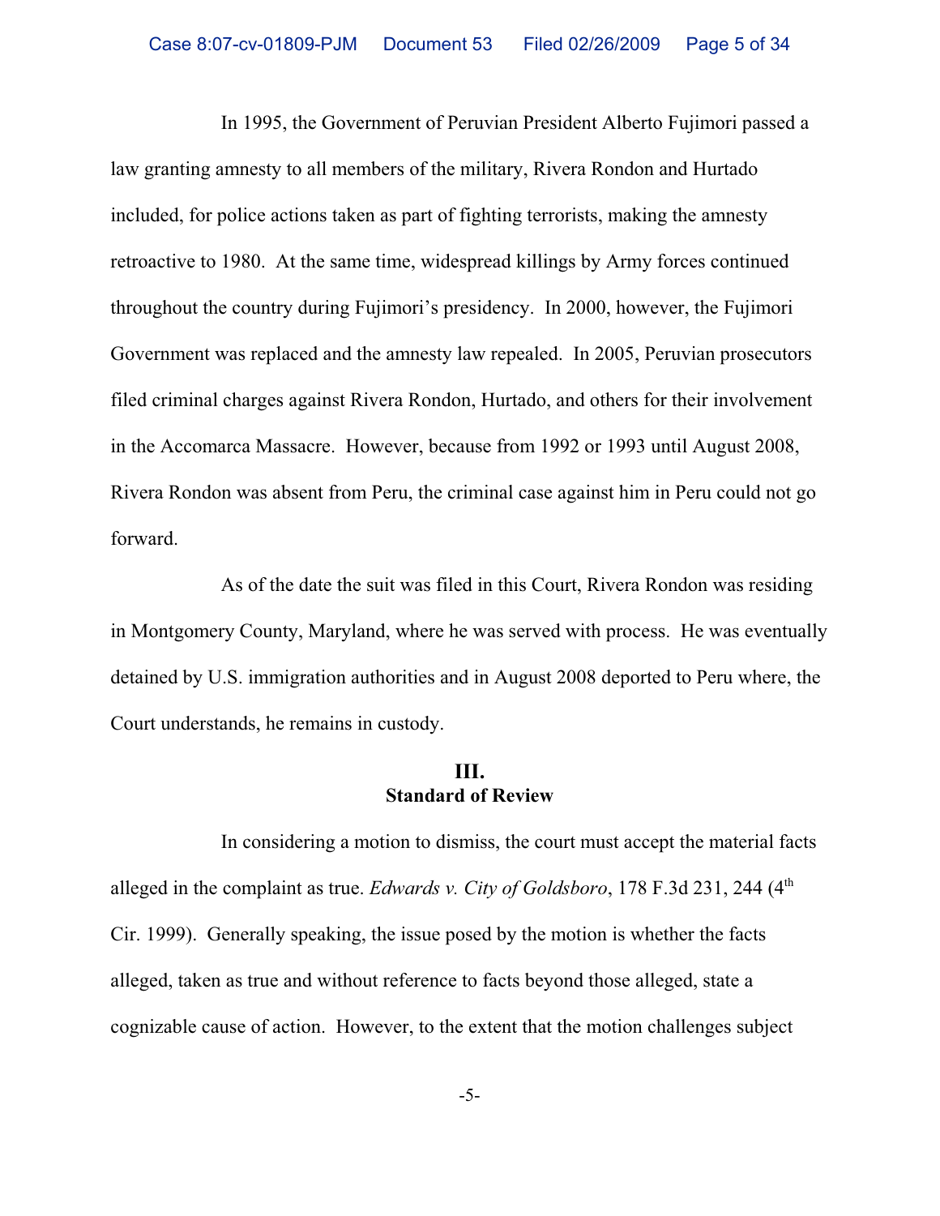In 1995, the Government of Peruvian President Alberto Fujimori passed a law granting amnesty to all members of the military, Rivera Rondon and Hurtado included, for police actions taken as part of fighting terrorists, making the amnesty retroactive to 1980. At the same time, widespread killings by Army forces continued throughout the country during Fujimori's presidency. In 2000, however, the Fujimori Government was replaced and the amnesty law repealed. In 2005, Peruvian prosecutors filed criminal charges against Rivera Rondon, Hurtado, and others for their involvement in the Accomarca Massacre. However, because from 1992 or 1993 until August 2008, Rivera Rondon was absent from Peru, the criminal case against him in Peru could not go forward.

As of the date the suit was filed in this Court, Rivera Rondon was residing in Montgomery County, Maryland, where he was served with process. He was eventually detained by U.S. immigration authorities and in August 2008 deported to Peru where, the Court understands, he remains in custody.

## III.
## Standard of Review

In considering a motion to dismiss, the court must accept the material facts alleged in the complaint as true. *Edwards v. City of Goldsboro*, 178 F.3d 231, 244 (4th Cir. 1999). Generally speaking, the issue posed by the motion is whether the facts alleged, taken as true and without reference to facts beyond those alleged, state a cognizable cause of action. However, to the extent that the motion challenges subject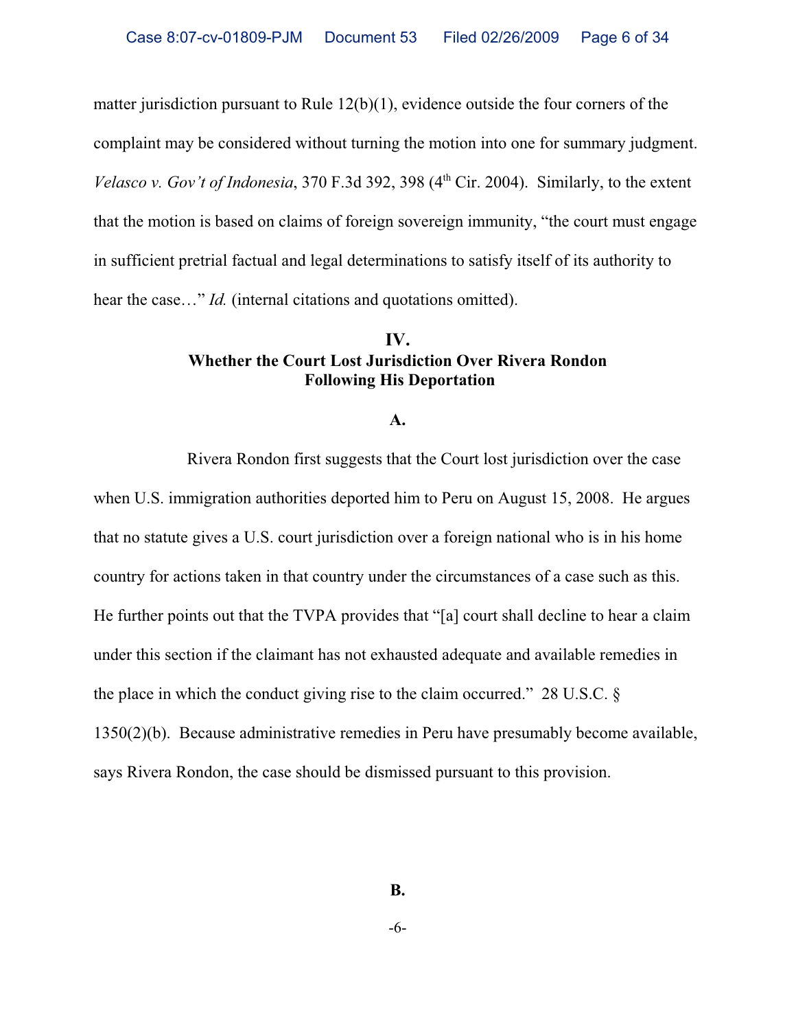matter jurisdiction pursuant to Rule 12(b)(1), evidence outside the four corners of the complaint may be considered without turning the motion into one for summary judgment. *Velasco v. Gov't of Indonesia*, 370 F.3d 392, 398 (4th Cir. 2004). Similarly, to the extent that the motion is based on claims of foreign sovereign immunity, "the court must engage in sufficient pretrial factual and legal determinations to satisfy itself of its authority to hear the case…" *Id.* (internal citations and quotations omitted).

## IV.
## Whether the Court Lost Jurisdiction Over Rivera Rondon Following His Deportation

### A.

Rivera Rondon first suggests that the Court lost jurisdiction over the case when U.S. immigration authorities deported him to Peru on August 15, 2008. He argues that no statute gives a U.S. court jurisdiction over a foreign national who is in his home country for actions taken in that country under the circumstances of a case such as this. He further points out that the TVPA provides that "[a] court shall decline to hear a claim under this section if the claimant has not exhausted adequate and available remedies in the place in which the conduct giving rise to the claim occurred." 28 U.S.C. § 1350(2)(b). Because administrative remedies in Peru have presumably become available, says Rivera Rondon, the case should be dismissed pursuant to this provision.

### B.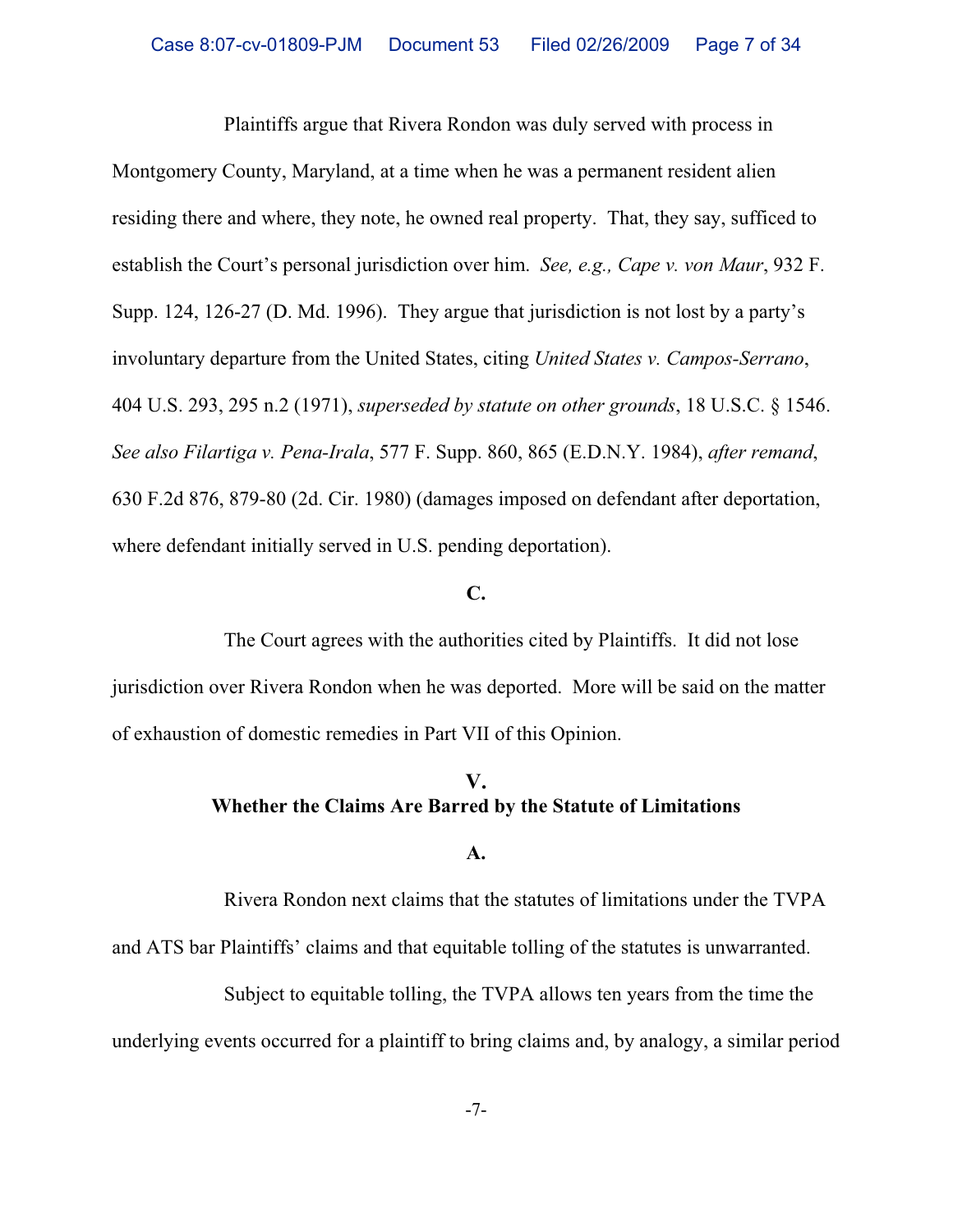Plaintiffs argue that Rivera Rondon was duly served with process in Montgomery County, Maryland, at a time when he was a permanent resident alien residing there and where, they note, he owned real property. That, they say, sufficed to establish the Court's personal jurisdiction over him. *See, e.g., Cape v. von Maur*, 932 F. Supp. 124, 126-27 (D. Md. 1996). They argue that jurisdiction is not lost by a party's involuntary departure from the United States, citing *United States v. Campos-Serrano*, 404 U.S. 293, 295 n.2 (1971), *superseded by statute on other grounds*, 18 U.S.C. § 1546. *See also Filartiga v. Pena-Irala*, 577 F. Supp. 860, 865 (E.D.N.Y. 1984), *after remand*, 630 F.2d 876, 879-80 (2d. Cir. 1980) (damages imposed on defendant after deportation, where defendant initially served in U.S. pending deportation).

**C.**

The Court agrees with the authorities cited by Plaintiffs. It did not lose jurisdiction over Rivera Rondon when he was deported. More will be said on the matter of exhaustion of domestic remedies in Part VII of this Opinion.

## V.
## Whether the Claims Are Barred by the Statute of Limitations

**A.**

Rivera Rondon next claims that the statutes of limitations under the TVPA and ATS bar Plaintiffs' claims and that equitable tolling of the statutes is unwarranted.

Subject to equitable tolling, the TVPA allows ten years from the time the underlying events occurred for a plaintiff to bring claims and, by analogy, a similar period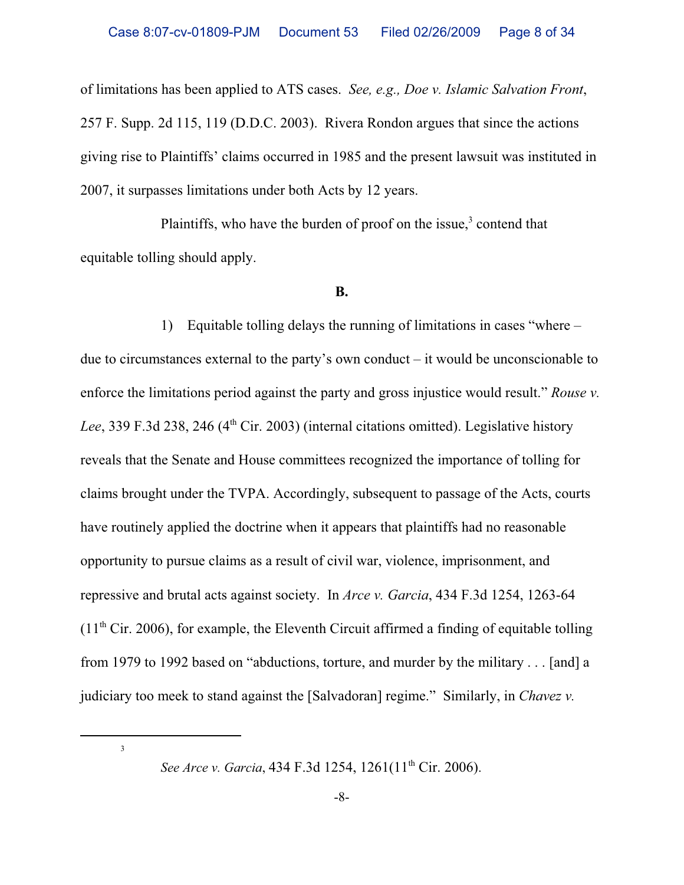of limitations has been applied to ATS cases. *See, e.g., Doe v. Islamic Salvation Front*, 257 F. Supp. 2d 115, 119 (D.D.C. 2003). Rivera Rondon argues that since the actions giving rise to Plaintiffs' claims occurred in 1985 and the present lawsuit was instituted in 2007, it surpasses limitations under both Acts by 12 years.

Plaintiffs, who have the burden of proof on the issue,[3] contend that equitable tolling should apply.

**B.**

1) Equitable tolling delays the running of limitations in cases "where – due to circumstances external to the party's own conduct – it would be unconscionable to enforce the limitations period against the party and gross injustice would result." *Rouse v. Lee*, 339 F.3d 238, 246 (4th Cir. 2003) (internal citations omitted). Legislative history reveals that the Senate and House committees recognized the importance of tolling for claims brought under the TVPA. Accordingly, subsequent to passage of the Acts, courts have routinely applied the doctrine when it appears that plaintiffs had no reasonable opportunity to pursue claims as a result of civil war, violence, imprisonment, and repressive and brutal acts against society. In *Arce v. Garcia*, 434 F.3d 1254, 1263-64 (11th Cir. 2006), for example, the Eleventh Circuit affirmed a finding of equitable tolling from 1979 to 1992 based on "abductions, torture, and murder by the military . . . [and] a judiciary too meek to stand against the [Salvadoran] regime." Similarly, in *Chavez v.*

---

[3] *See Arce v. Garcia*, 434 F.3d 1254, 1261(11th Cir. 2006).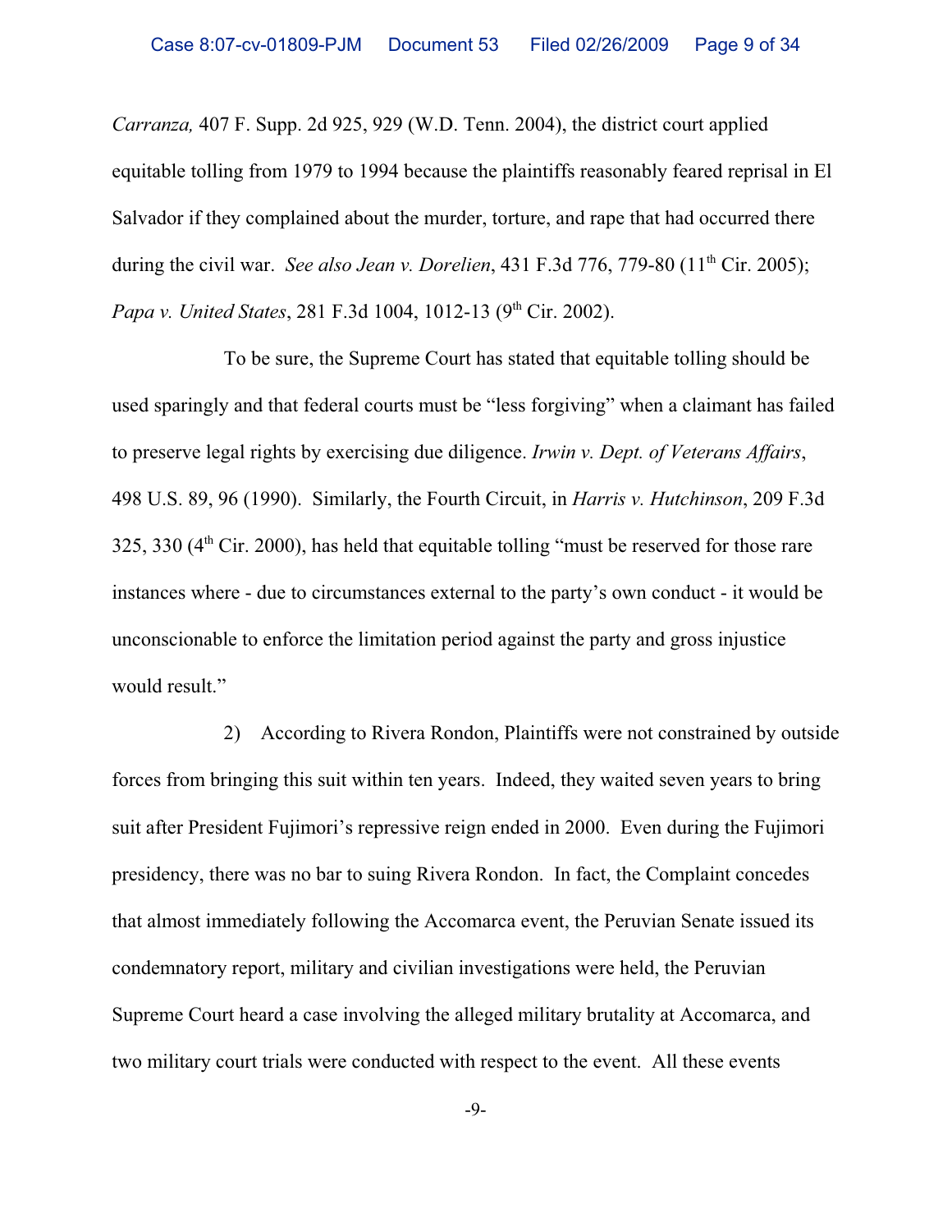*Carranza,* 407 F. Supp. 2d 925, 929 (W.D. Tenn. 2004), the district court applied equitable tolling from 1979 to 1994 because the plaintiffs reasonably feared reprisal in El Salvador if they complained about the murder, torture, and rape that had occurred there during the civil war. *See also Jean v. Dorelien*, 431 F.3d 776, 779-80 (11th Cir. 2005); *Papa v. United States*, 281 F.3d 1004, 1012-13 (9th Cir. 2002).

To be sure, the Supreme Court has stated that equitable tolling should be used sparingly and that federal courts must be "less forgiving" when a claimant has failed to preserve legal rights by exercising due diligence. *Irwin v. Dept. of Veterans Affairs*, 498 U.S. 89, 96 (1990). Similarly, the Fourth Circuit, in *Harris v. Hutchinson*, 209 F.3d 325, 330 (4th Cir. 2000), has held that equitable tolling "must be reserved for those rare instances where - due to circumstances external to the party's own conduct - it would be unconscionable to enforce the limitation period against the party and gross injustice would result."

2) According to Rivera Rondon, Plaintiffs were not constrained by outside forces from bringing this suit within ten years. Indeed, they waited seven years to bring suit after President Fujimori's repressive reign ended in 2000. Even during the Fujimori presidency, there was no bar to suing Rivera Rondon. In fact, the Complaint concedes that almost immediately following the Accomarca event, the Peruvian Senate issued its condemnatory report, military and civilian investigations were held, the Peruvian Supreme Court heard a case involving the alleged military brutality at Accomarca, and two military court trials were conducted with respect to the event. All these events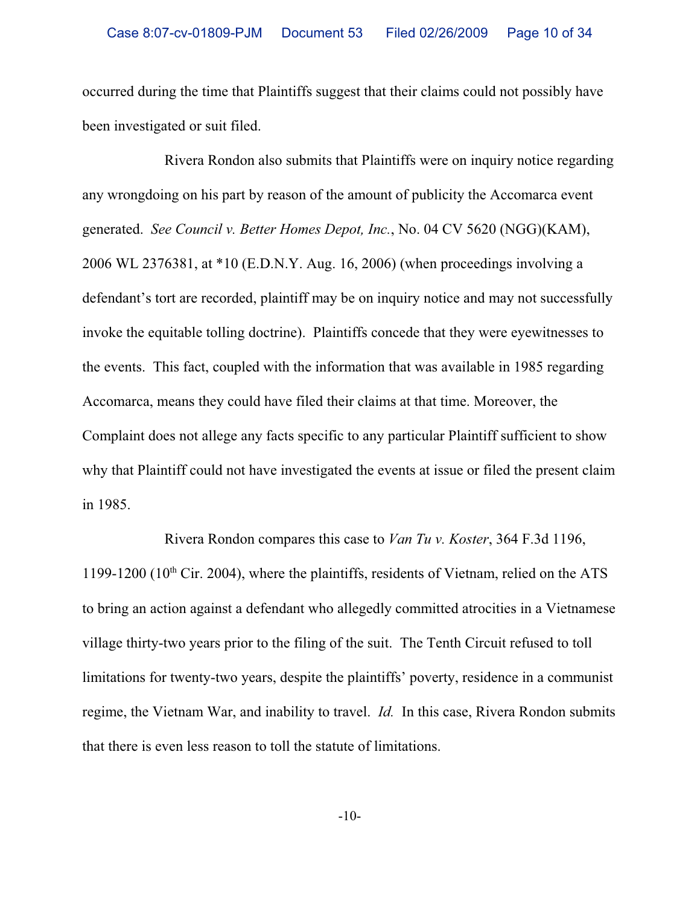occurred during the time that Plaintiffs suggest that their claims could not possibly have been investigated or suit filed.

Rivera Rondon also submits that Plaintiffs were on inquiry notice regarding any wrongdoing on his part by reason of the amount of publicity the Accomarca event generated. *See Council v. Better Homes Depot, Inc.*, No. 04 CV 5620 (NGG)(KAM), 2006 WL 2376381, at *10 (E.D.N.Y. Aug. 16, 2006) (when proceedings involving a defendant's tort are recorded, plaintiff may be on inquiry notice and may not successfully invoke the equitable tolling doctrine). Plaintiffs concede that they were eyewitnesses to the events. This fact, coupled with the information that was available in 1985 regarding Accomarca, means they could have filed their claims at that time. Moreover, the Complaint does not allege any facts specific to any particular Plaintiff sufficient to show why that Plaintiff could not have investigated the events at issue or filed the present claim in 1985.

Rivera Rondon compares this case to *Van Tu v. Koster*, 364 F.3d 1196, 1199-1200 (10th Cir. 2004), where the plaintiffs, residents of Vietnam, relied on the ATS to bring an action against a defendant who allegedly committed atrocities in a Vietnamese village thirty-two years prior to the filing of the suit. The Tenth Circuit refused to toll limitations for twenty-two years, despite the plaintiffs' poverty, residence in a communist regime, the Vietnam War, and inability to travel. *Id.* In this case, Rivera Rondon submits that there is even less reason to toll the statute of limitations.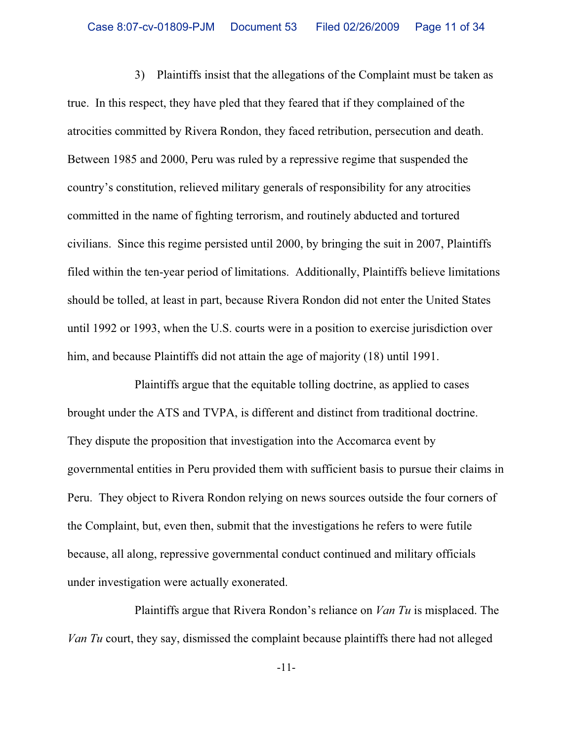3) Plaintiffs insist that the allegations of the Complaint must be taken as true. In this respect, they have pled that they feared that if they complained of the atrocities committed by Rivera Rondon, they faced retribution, persecution and death. Between 1985 and 2000, Peru was ruled by a repressive regime that suspended the country's constitution, relieved military generals of responsibility for any atrocities committed in the name of fighting terrorism, and routinely abducted and tortured civilians. Since this regime persisted until 2000, by bringing the suit in 2007, Plaintiffs filed within the ten-year period of limitations. Additionally, Plaintiffs believe limitations should be tolled, at least in part, because Rivera Rondon did not enter the United States until 1992 or 1993, when the U.S. courts were in a position to exercise jurisdiction over him, and because Plaintiffs did not attain the age of majority (18) until 1991.

Plaintiffs argue that the equitable tolling doctrine, as applied to cases brought under the ATS and TVPA, is different and distinct from traditional doctrine. They dispute the proposition that investigation into the Accomarca event by governmental entities in Peru provided them with sufficient basis to pursue their claims in Peru. They object to Rivera Rondon relying on news sources outside the four corners of the Complaint, but, even then, submit that the investigations he refers to were futile because, all along, repressive governmental conduct continued and military officials under investigation were actually exonerated.

Plaintiffs argue that Rivera Rondon's reliance on *Van Tu* is misplaced. The *Van Tu* court, they say, dismissed the complaint because plaintiffs there had not alleged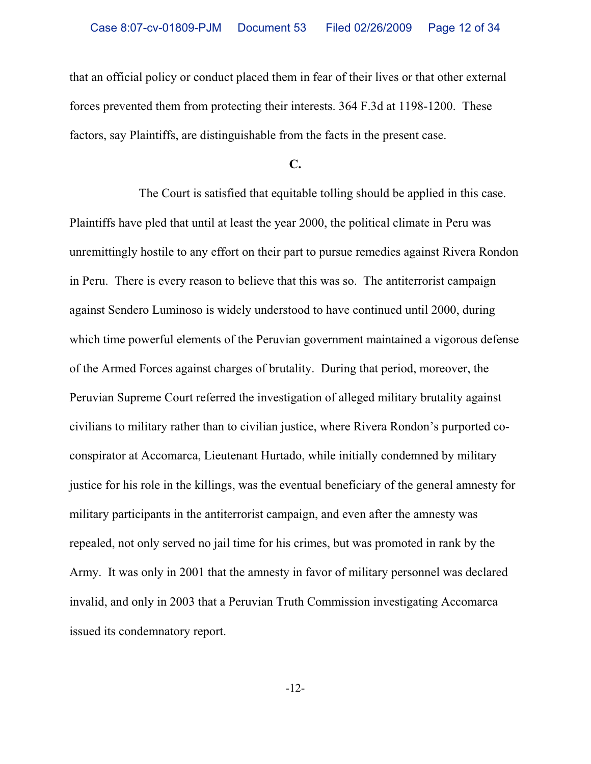that an official policy or conduct placed them in fear of their lives or that other external forces prevented them from protecting their interests. 364 F.3d at 1198-1200. These factors, say Plaintiffs, are distinguishable from the facts in the present case.

**C.**

The Court is satisfied that equitable tolling should be applied in this case. Plaintiffs have pled that until at least the year 2000, the political climate in Peru was unremittingly hostile to any effort on their part to pursue remedies against Rivera Rondon in Peru. There is every reason to believe that this was so. The antiterrorist campaign against Sendero Luminoso is widely understood to have continued until 2000, during which time powerful elements of the Peruvian government maintained a vigorous defense of the Armed Forces against charges of brutality. During that period, moreover, the Peruvian Supreme Court referred the investigation of alleged military brutality against civilians to military rather than to civilian justice, where Rivera Rondon's purported co-conspirator at Accomarca, Lieutenant Hurtado, while initially condemned by military justice for his role in the killings, was the eventual beneficiary of the general amnesty for military participants in the antiterrorist campaign, and even after the amnesty was repealed, not only served no jail time for his crimes, but was promoted in rank by the Army. It was only in 2001 that the amnesty in favor of military personnel was declared invalid, and only in 2003 that a Peruvian Truth Commission investigating Accomarca issued its condemnatory report.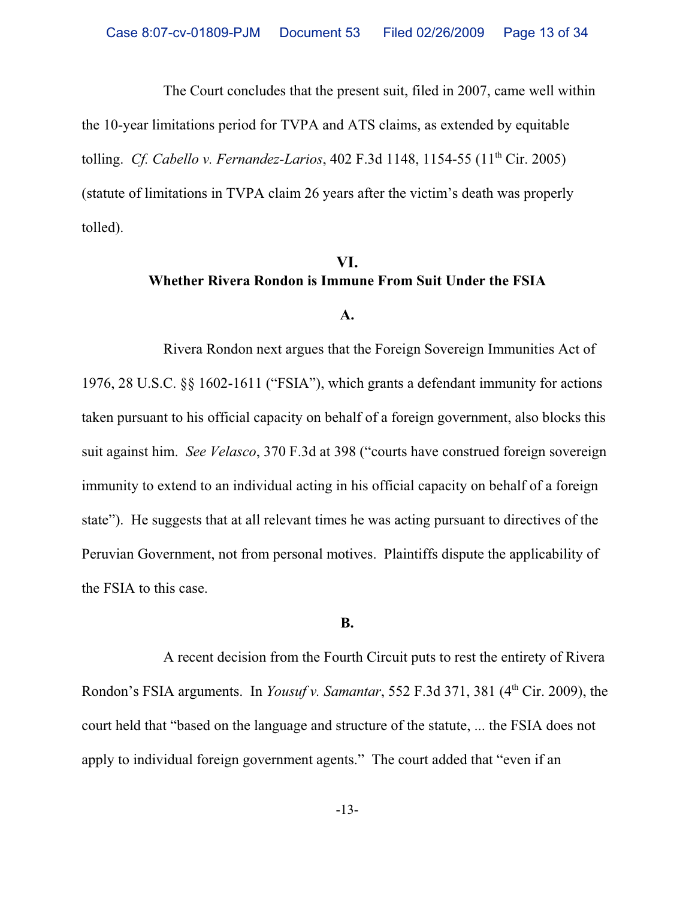The Court concludes that the present suit, filed in 2007, came well within the 10-year limitations period for TVPA and ATS claims, as extended by equitable tolling. *Cf. Cabello v. Fernandez-Larios*, 402 F.3d 1148, 1154-55 (11th Cir. 2005) (statute of limitations in TVPA claim 26 years after the victim's death was properly tolled).

## VI.
## Whether Rivera Rondon is Immune From Suit Under the FSIA

### A.

Rivera Rondon next argues that the Foreign Sovereign Immunities Act of 1976, 28 U.S.C. §§ 1602-1611 ("FSIA"), which grants a defendant immunity for actions taken pursuant to his official capacity on behalf of a foreign government, also blocks this suit against him. *See Velasco*, 370 F.3d at 398 ("courts have construed foreign sovereign immunity to extend to an individual acting in his official capacity on behalf of a foreign state"). He suggests that at all relevant times he was acting pursuant to directives of the Peruvian Government, not from personal motives. Plaintiffs dispute the applicability of the FSIA to this case.

### B.

A recent decision from the Fourth Circuit puts to rest the entirety of Rivera Rondon's FSIA arguments. In *Yousuf v. Samantar*, 552 F.3d 371, 381 (4th Cir. 2009), the court held that "based on the language and structure of the statute, ... the FSIA does not apply to individual foreign government agents." The court added that "even if an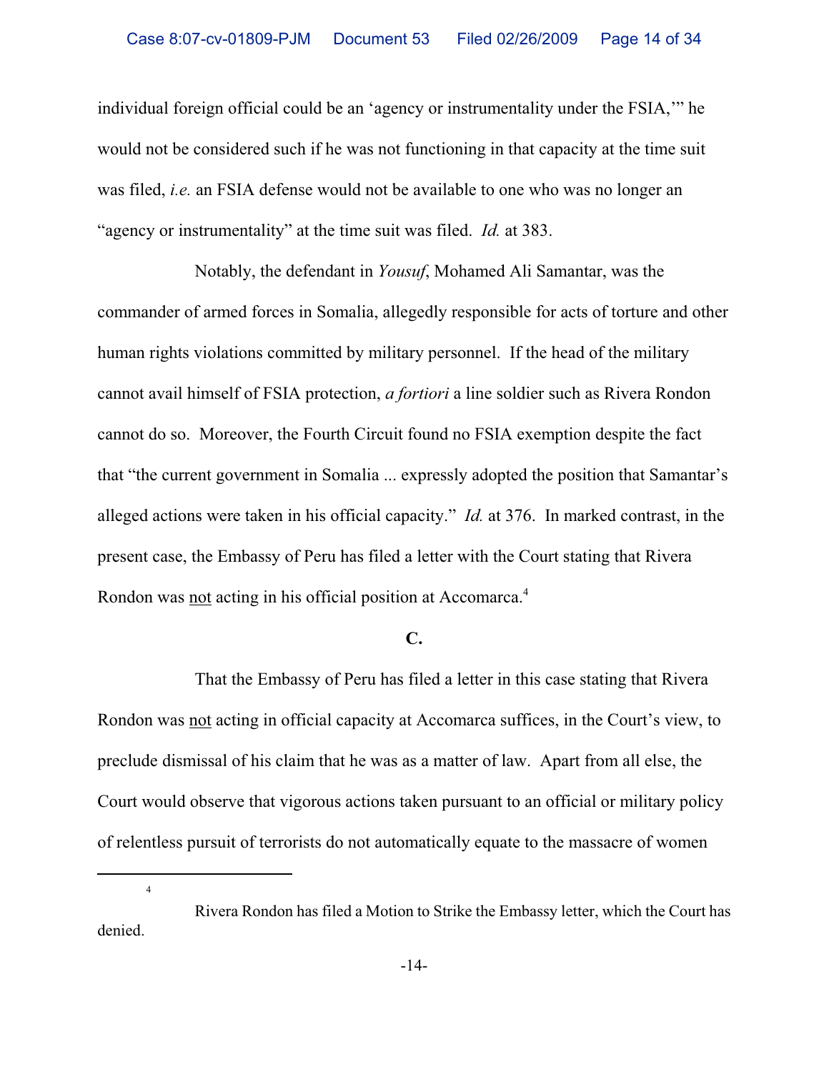individual foreign official could be an 'agency or instrumentality under the FSIA,'" he would not be considered such if he was not functioning in that capacity at the time suit was filed, *i.e.* an FSIA defense would not be available to one who was no longer an "agency or instrumentality" at the time suit was filed. *Id.* at 383.

Notably, the defendant in *Yousuf*, Mohamed Ali Samantar, was the commander of armed forces in Somalia, allegedly responsible for acts of torture and other human rights violations committed by military personnel. If the head of the military cannot avail himself of FSIA protection, *a fortiori* a line soldier such as Rivera Rondon cannot do so. Moreover, the Fourth Circuit found no FSIA exemption despite the fact that "the current government in Somalia ... expressly adopted the position that Samantar's alleged actions were taken in his official capacity." *Id.* at 376. In marked contrast, in the present case, the Embassy of Peru has filed a letter with the Court stating that Rivera Rondon was <u>not</u> acting in his official position at Accomarca.[4]

**C.**

That the Embassy of Peru has filed a letter in this case stating that Rivera Rondon was <u>not</u> acting in official capacity at Accomarca suffices, in the Court's view, to preclude dismissal of his claim that he was as a matter of law. Apart from all else, the Court would observe that vigorous actions taken pursuant to an official or military policy of relentless pursuit of terrorists do not automatically equate to the massacre of women

---

[4] Rivera Rondon has filed a Motion to Strike the Embassy letter, which the Court has denied.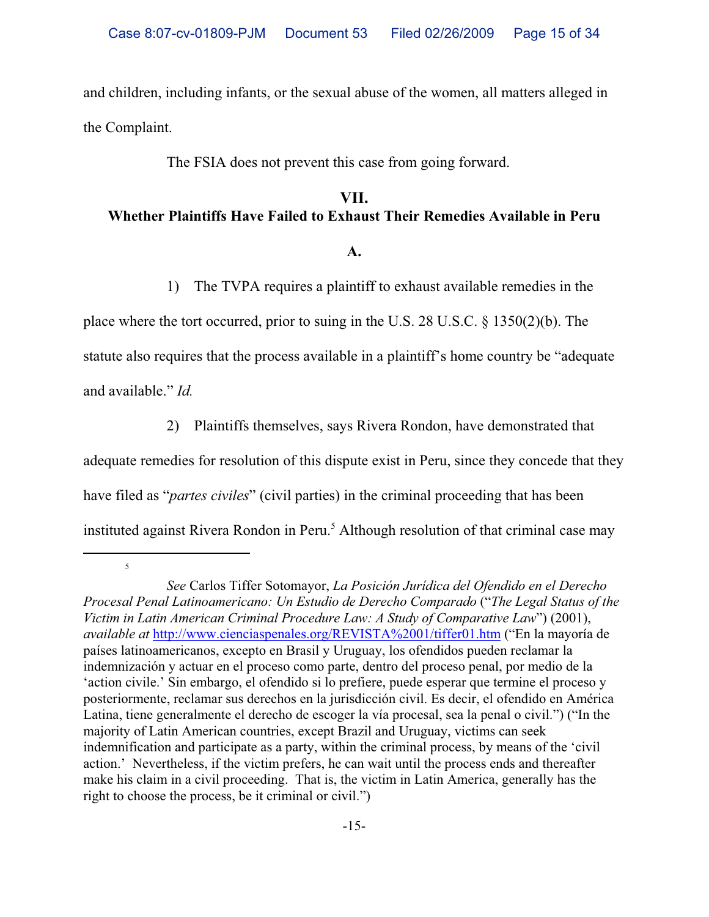and children, including infants, or the sexual abuse of the women, all matters alleged in the Complaint.

The FSIA does not prevent this case from going forward.

## VII.
## Whether Plaintiffs Have Failed to Exhaust Their Remedies Available in Peru

### A.

1) The TVPA requires a plaintiff to exhaust available remedies in the place where the tort occurred, prior to suing in the U.S. 28 U.S.C. § 1350(2)(b). The statute also requires that the process available in a plaintiff's home country be "adequate and available." *Id.*

2) Plaintiffs themselves, says Rivera Rondon, have demonstrated that adequate remedies for resolution of this dispute exist in Peru, since they concede that they have filed as "*partes civiles*" (civil parties) in the criminal proceeding that has been instituted against Rivera Rondon in Peru.[5] Although resolution of that criminal case may

---

[5] *See* Carlos Tiffer Sotomayor, *La Posición Jurídica del Ofendido en el Derecho Procesal Penal Latinoamericano: Un Estudio de Derecho Comparado* ("*The Legal Status of the Victim in Latin American Criminal Procedure Law: A Study of Comparative Law*") (2001), *available at* http://www.cienciaspenales.org/REVISTA%2001/tiffer01.htm ("En la mayoría de países latinoamericanos, excepto en Brasil y Uruguay, los ofendidos pueden reclamar la indemnización y actuar en el proceso como parte, dentro del proceso penal, por medio de la 'action civile.' Sin embargo, el ofendido si lo prefiere, puede esperar que termine el proceso y posteriormente, reclamar sus derechos en la jurisdicción civil. Es decir, el ofendido en América Latina, tiene generalmente el derecho de escoger la vía procesal, sea la penal o civil.") ("In the majority of Latin American countries, except Brazil and Uruguay, victims can seek indemnification and participate as a party, within the criminal process, by means of the 'civil action.' Nevertheless, if the victim prefers, he can wait until the process ends and thereafter make his claim in a civil proceeding. That is, the victim in Latin America, generally has the right to choose the process, be it criminal or civil.")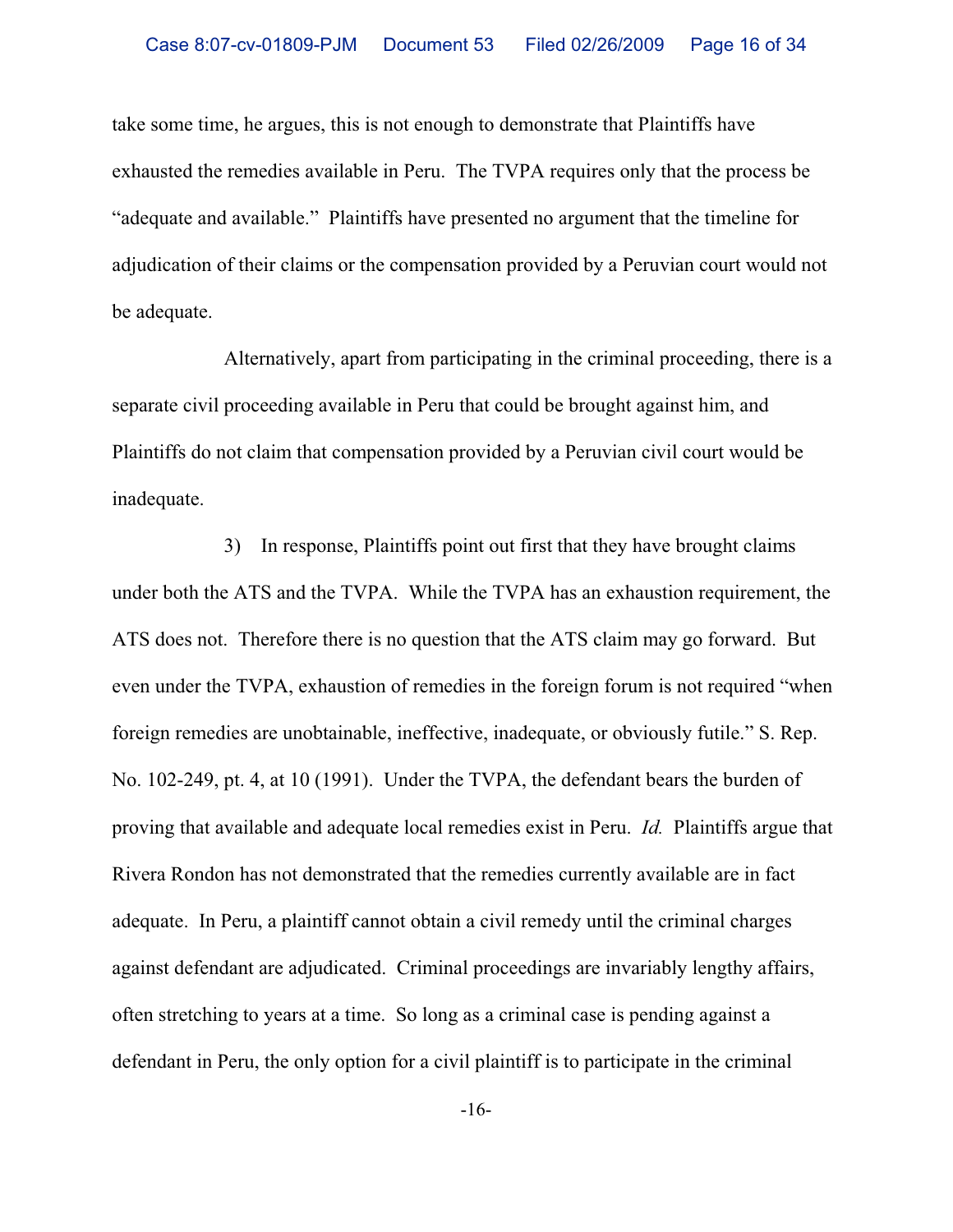take some time, he argues, this is not enough to demonstrate that Plaintiffs have exhausted the remedies available in Peru. The TVPA requires only that the process be "adequate and available." Plaintiffs have presented no argument that the timeline for adjudication of their claims or the compensation provided by a Peruvian court would not be adequate.

Alternatively, apart from participating in the criminal proceeding, there is a separate civil proceeding available in Peru that could be brought against him, and Plaintiffs do not claim that compensation provided by a Peruvian civil court would be inadequate.

3) In response, Plaintiffs point out first that they have brought claims under both the ATS and the TVPA. While the TVPA has an exhaustion requirement, the ATS does not. Therefore there is no question that the ATS claim may go forward. But even under the TVPA, exhaustion of remedies in the foreign forum is not required "when foreign remedies are unobtainable, ineffective, inadequate, or obviously futile." S. Rep. No. 102-249, pt. 4, at 10 (1991). Under the TVPA, the defendant bears the burden of proving that available and adequate local remedies exist in Peru. *Id.* Plaintiffs argue that Rivera Rondon has not demonstrated that the remedies currently available are in fact adequate. In Peru, a plaintiff cannot obtain a civil remedy until the criminal charges against defendant are adjudicated. Criminal proceedings are invariably lengthy affairs, often stretching to years at a time. So long as a criminal case is pending against a defendant in Peru, the only option for a civil plaintiff is to participate in the criminal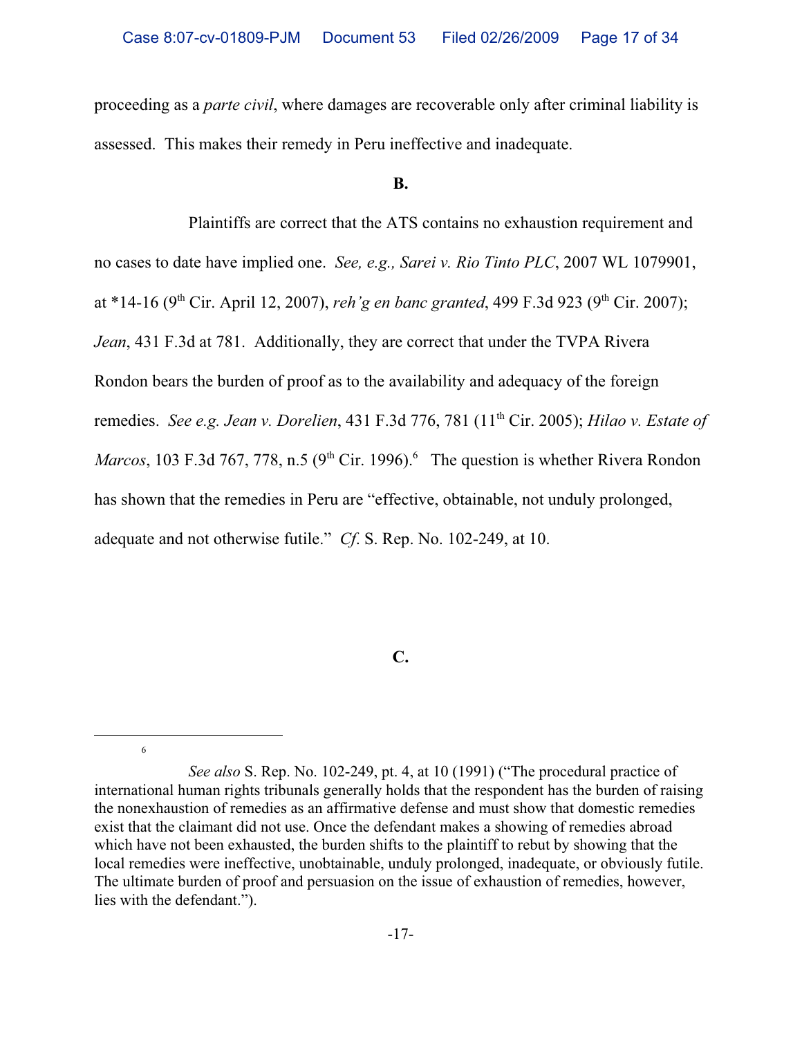proceeding as a *parte civil*, where damages are recoverable only after criminal liability is assessed. This makes their remedy in Peru ineffective and inadequate.

**B.**

Plaintiffs are correct that the ATS contains no exhaustion requirement and no cases to date have implied one. *See, e.g., Sarei v. Rio Tinto PLC*, 2007 WL 1079901, at *14-16 (9th Cir. April 12, 2007), *reh'g en banc granted*, 499 F.3d 923 (9th Cir. 2007); *Jean*, 431 F.3d at 781. Additionally, they are correct that under the TVPA Rivera Rondon bears the burden of proof as to the availability and adequacy of the foreign remedies. *See e.g. Jean v. Dorelien*, 431 F.3d 776, 781 (11th Cir. 2005); *Hilao v. Estate of Marcos*, 103 F.3d 767, 778, n.5 (9th Cir. 1996).[6] The question is whether Rivera Rondon has shown that the remedies in Peru are "effective, obtainable, not unduly prolonged, adequate and not otherwise futile." *Cf.* S. Rep. No. 102-249, at 10.

**C.**

---

[6] *See also* S. Rep. No. 102-249, pt. 4, at 10 (1991) ("The procedural practice of international human rights tribunals generally holds that the respondent has the burden of raising the nonexhaustion of remedies as an affirmative defense and must show that domestic remedies exist that the claimant did not use. Once the defendant makes a showing of remedies abroad which have not been exhausted, the burden shifts to the plaintiff to rebut by showing that the local remedies were ineffective, unobtainable, unduly prolonged, inadequate, or obviously futile. The ultimate burden of proof and persuasion on the issue of exhaustion of remedies, however, lies with the defendant.").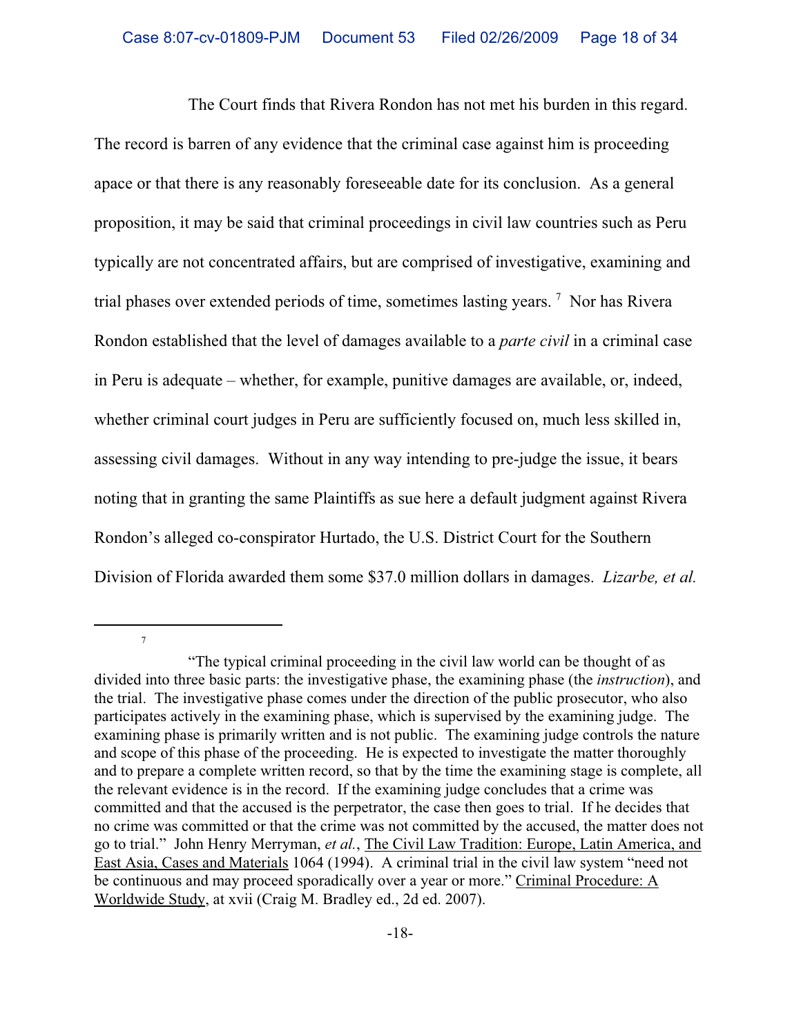The Court finds that Rivera Rondon has not met his burden in this regard. The record is barren of any evidence that the criminal case against him is proceeding apace or that there is any reasonably foreseeable date for its conclusion. As a general proposition, it may be said that criminal proceedings in civil law countries such as Peru typically are not concentrated affairs, but are comprised of investigative, examining and trial phases over extended periods of time, sometimes lasting years. [7] Nor has Rivera Rondon established that the level of damages available to a *parte civil* in a criminal case in Peru is adequate – whether, for example, punitive damages are available, or, indeed, whether criminal court judges in Peru are sufficiently focused on, much less skilled in, assessing civil damages. Without in any way intending to pre-judge the issue, it bears noting that in granting the same Plaintiffs as sue here a default judgment against Rivera Rondon's alleged co-conspirator Hurtado, the U.S. District Court for the Southern Division of Florida awarded them some $37.0 million dollars in damages. *Lizarbe, et al.*

---

[7] "The typical criminal proceeding in the civil law world can be thought of as divided into three basic parts: the investigative phase, the examining phase (the *instruction*), and the trial. The investigative phase comes under the direction of the public prosecutor, who also participates actively in the examining phase, which is supervised by the examining judge. The examining phase is primarily written and is not public. The examining judge controls the nature and scope of this phase of the proceeding. He is expected to investigate the matter thoroughly and to prepare a complete written record, so that by the time the examining stage is complete, all the relevant evidence is in the record. If the examining judge concludes that a crime was committed and that the accused is the perpetrator, the case then goes to trial. If he decides that no crime was committed or that the crime was not committed by the accused, the matter does not go to trial." John Henry Merryman, *et al.*, The Civil Law Tradition: Europe, Latin America, and East Asia, Cases and Materials 1064 (1994). A criminal trial in the civil law system "need not be continuous and may proceed sporadically over a year or more." Criminal Procedure: A Worldwide Study, at xvii (Craig M. Bradley ed., 2d ed. 2007).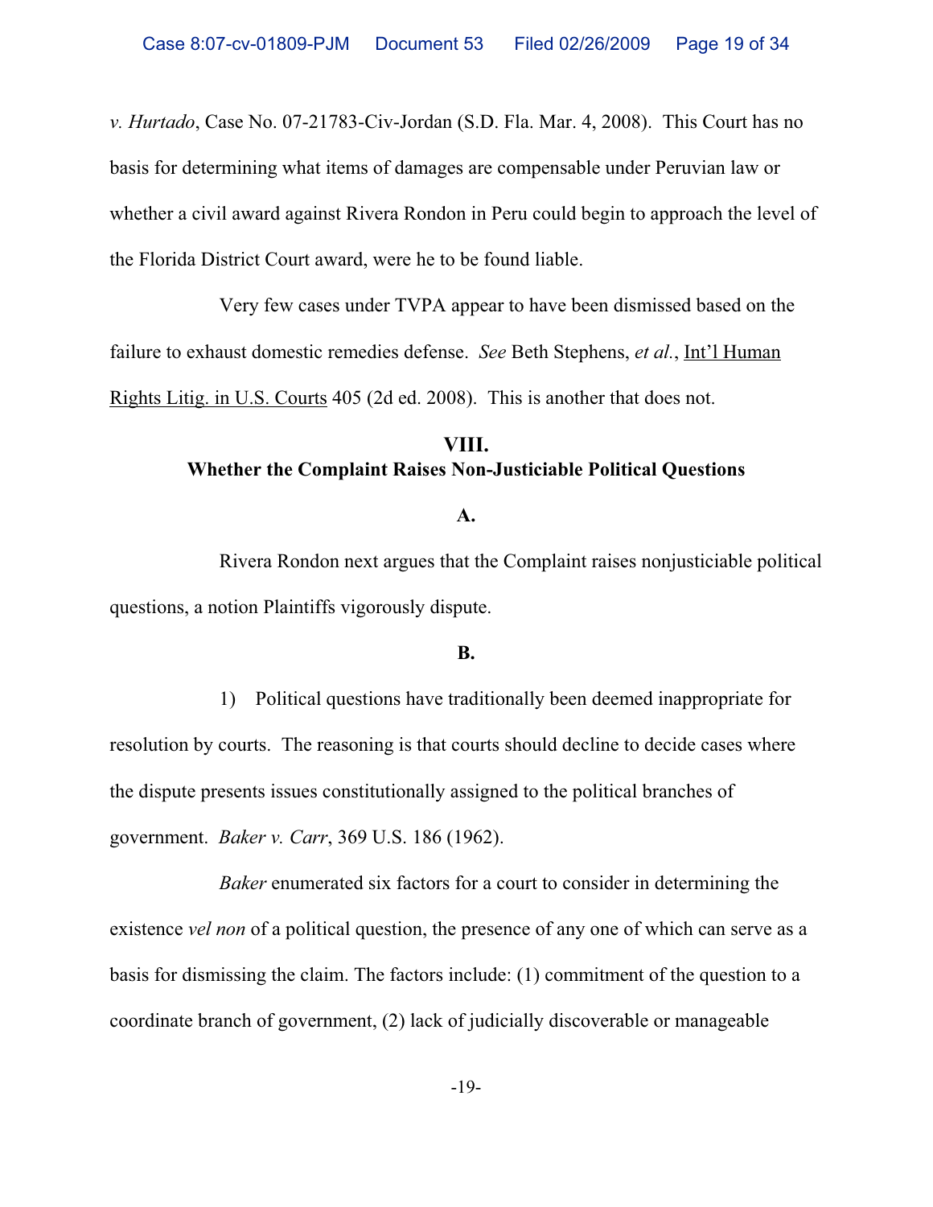*v. Hurtado*, Case No. 07-21783-Civ-Jordan (S.D. Fla. Mar. 4, 2008). This Court has no basis for determining what items of damages are compensable under Peruvian law or whether a civil award against Rivera Rondon in Peru could begin to approach the level of the Florida District Court award, were he to be found liable.

Very few cases under TVPA appear to have been dismissed based on the failure to exhaust domestic remedies defense. *See* Beth Stephens, *et al.*, Int'l Human Rights Litig. in U.S. Courts 405 (2d ed. 2008). This is another that does not.

## VIII.
## Whether the Complaint Raises Non-Justiciable Political Questions

### A.

Rivera Rondon next argues that the Complaint raises nonjusticiable political questions, a notion Plaintiffs vigorously dispute.

### B.

1) Political questions have traditionally been deemed inappropriate for resolution by courts. The reasoning is that courts should decline to decide cases where the dispute presents issues constitutionally assigned to the political branches of government. *Baker v. Carr*, 369 U.S. 186 (1962).

*Baker* enumerated six factors for a court to consider in determining the existence *vel non* of a political question, the presence of any one of which can serve as a basis for dismissing the claim. The factors include: (1) commitment of the question to a coordinate branch of government, (2) lack of judicially discoverable or manageable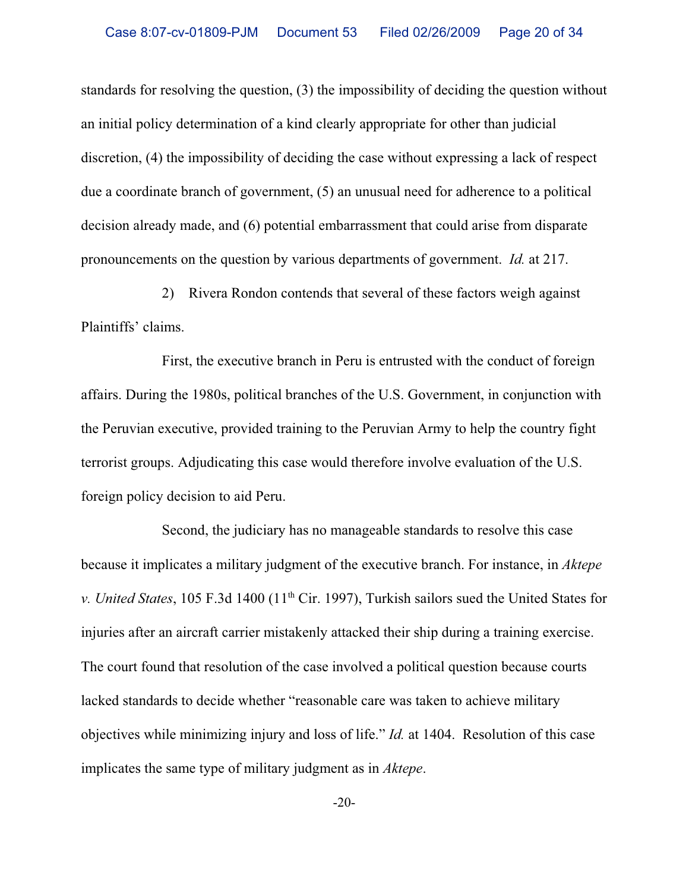standards for resolving the question, (3) the impossibility of deciding the question without an initial policy determination of a kind clearly appropriate for other than judicial discretion, (4) the impossibility of deciding the case without expressing a lack of respect due a coordinate branch of government, (5) an unusual need for adherence to a political decision already made, and (6) potential embarrassment that could arise from disparate pronouncements on the question by various departments of government. *Id.* at 217.

2) Rivera Rondon contends that several of these factors weigh against Plaintiffs' claims.

First, the executive branch in Peru is entrusted with the conduct of foreign affairs. During the 1980s, political branches of the U.S. Government, in conjunction with the Peruvian executive, provided training to the Peruvian Army to help the country fight terrorist groups. Adjudicating this case would therefore involve evaluation of the U.S. foreign policy decision to aid Peru.

Second, the judiciary has no manageable standards to resolve this case because it implicates a military judgment of the executive branch. For instance, in *Aktepe v. United States*, 105 F.3d 1400 (11th Cir. 1997), Turkish sailors sued the United States for injuries after an aircraft carrier mistakenly attacked their ship during a training exercise. The court found that resolution of the case involved a political question because courts lacked standards to decide whether "reasonable care was taken to achieve military objectives while minimizing injury and loss of life." *Id.* at 1404. Resolution of this case implicates the same type of military judgment as in *Aktepe*.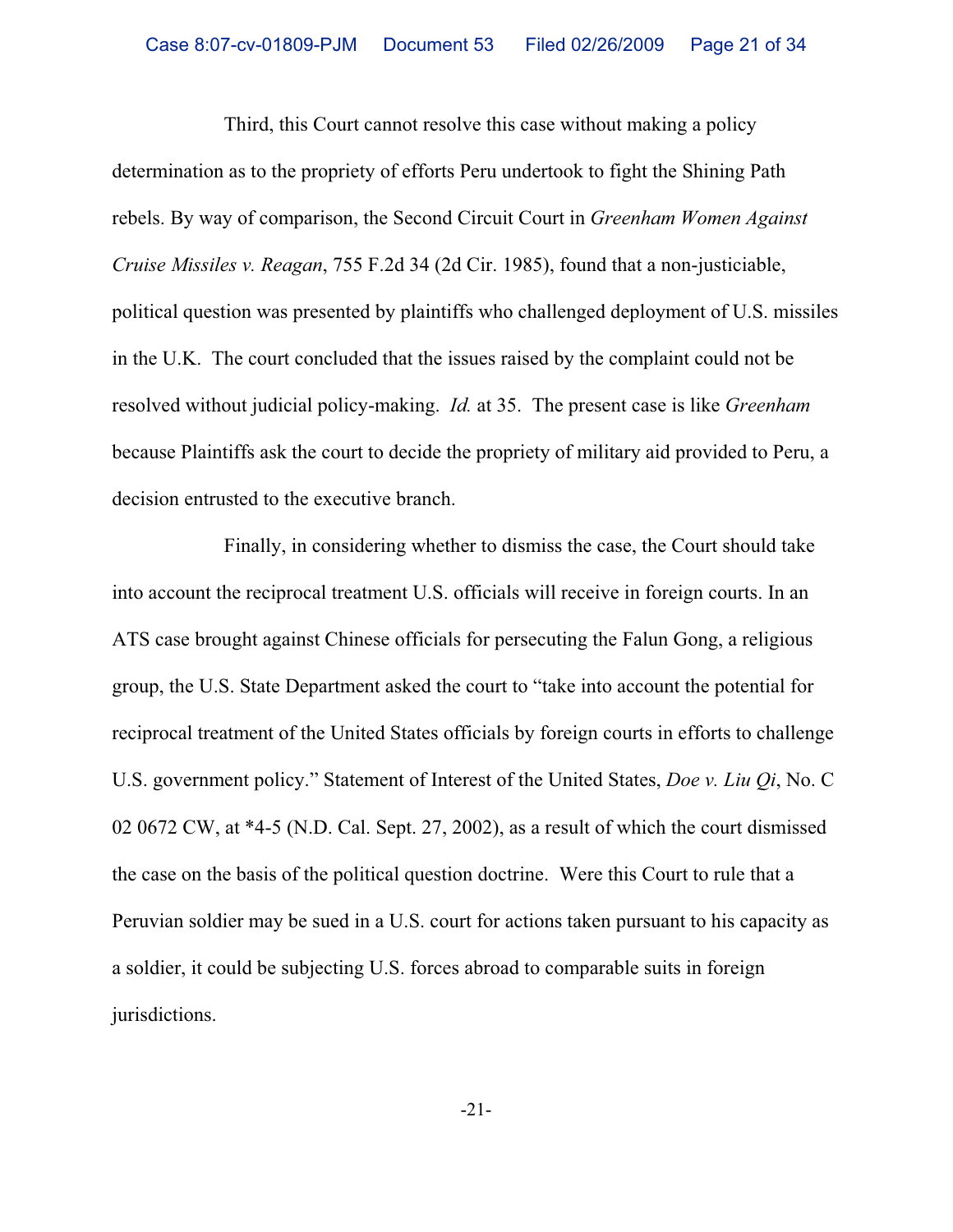Third, this Court cannot resolve this case without making a policy determination as to the propriety of efforts Peru undertook to fight the Shining Path rebels. By way of comparison, the Second Circuit Court in *Greenham Women Against Cruise Missiles v. Reagan*, 755 F.2d 34 (2d Cir. 1985), found that a non-justiciable, political question was presented by plaintiffs who challenged deployment of U.S. missiles in the U.K. The court concluded that the issues raised by the complaint could not be resolved without judicial policy-making. *Id.* at 35. The present case is like *Greenham* because Plaintiffs ask the court to decide the propriety of military aid provided to Peru, a decision entrusted to the executive branch.

Finally, in considering whether to dismiss the case, the Court should take into account the reciprocal treatment U.S. officials will receive in foreign courts. In an ATS case brought against Chinese officials for persecuting the Falun Gong, a religious group, the U.S. State Department asked the court to "take into account the potential for reciprocal treatment of the United States officials by foreign courts in efforts to challenge U.S. government policy." Statement of Interest of the United States, *Doe v. Liu Qi*, No. C 02 0672 CW, at *4-5 (N.D. Cal. Sept. 27, 2002), as a result of which the court dismissed the case on the basis of the political question doctrine. Were this Court to rule that a Peruvian soldier may be sued in a U.S. court for actions taken pursuant to his capacity as a soldier, it could be subjecting U.S. forces abroad to comparable suits in foreign jurisdictions.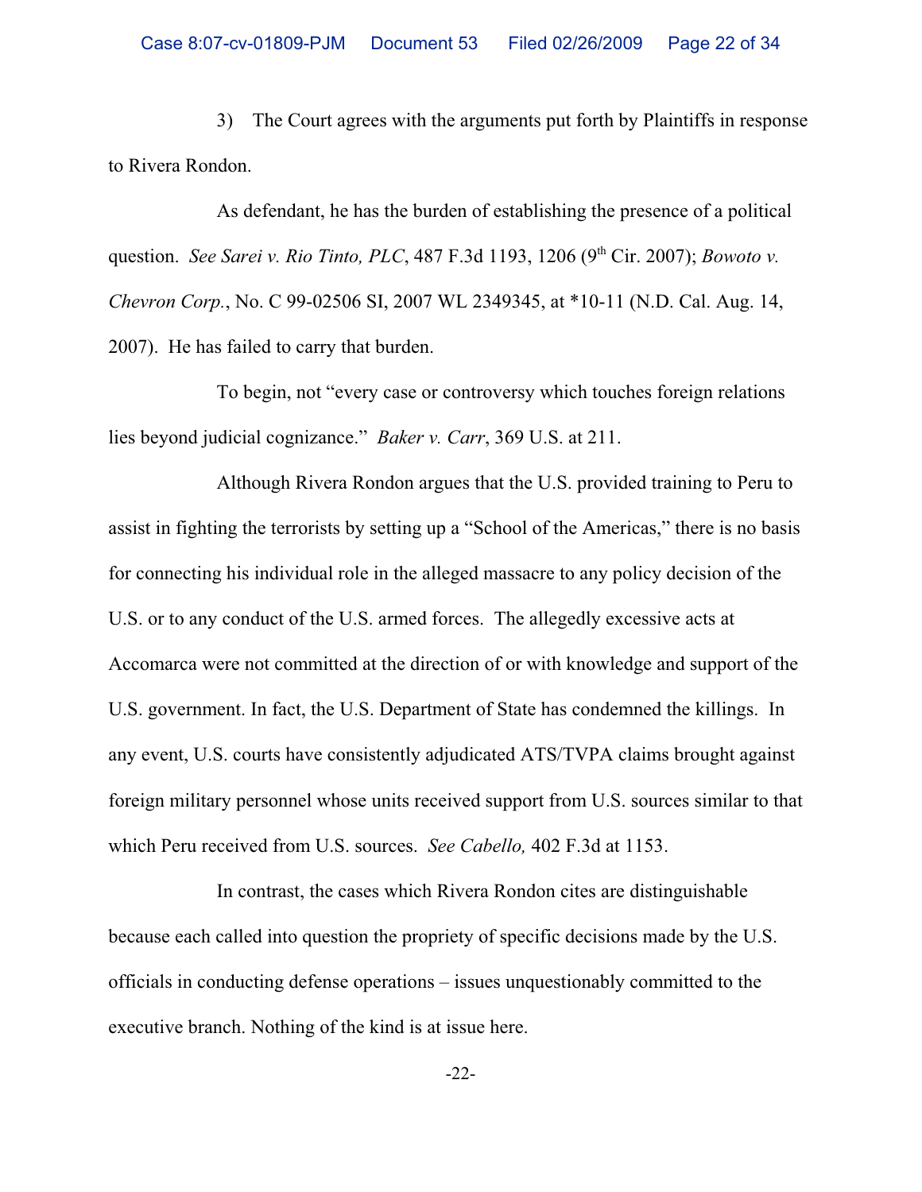3) The Court agrees with the arguments put forth by Plaintiffs in response to Rivera Rondon.

As defendant, he has the burden of establishing the presence of a political question. *See Sarei v. Rio Tinto, PLC*, 487 F.3d 1193, 1206 (9th Cir. 2007); *Bowoto v. Chevron Corp.*, No. C 99-02506 SI, 2007 WL 2349345, at *10-11 (N.D. Cal. Aug. 14, 2007). He has failed to carry that burden.

To begin, not "every case or controversy which touches foreign relations lies beyond judicial cognizance." *Baker v. Carr*, 369 U.S. at 211.

Although Rivera Rondon argues that the U.S. provided training to Peru to assist in fighting the terrorists by setting up a "School of the Americas," there is no basis for connecting his individual role in the alleged massacre to any policy decision of the U.S. or to any conduct of the U.S. armed forces. The allegedly excessive acts at Accomarca were not committed at the direction of or with knowledge and support of the U.S. government. In fact, the U.S. Department of State has condemned the killings. In any event, U.S. courts have consistently adjudicated ATS/TVPA claims brought against foreign military personnel whose units received support from U.S. sources similar to that which Peru received from U.S. sources. *See Cabello,* 402 F.3d at 1153.

In contrast, the cases which Rivera Rondon cites are distinguishable because each called into question the propriety of specific decisions made by the U.S. officials in conducting defense operations – issues unquestionably committed to the executive branch. Nothing of the kind is at issue here.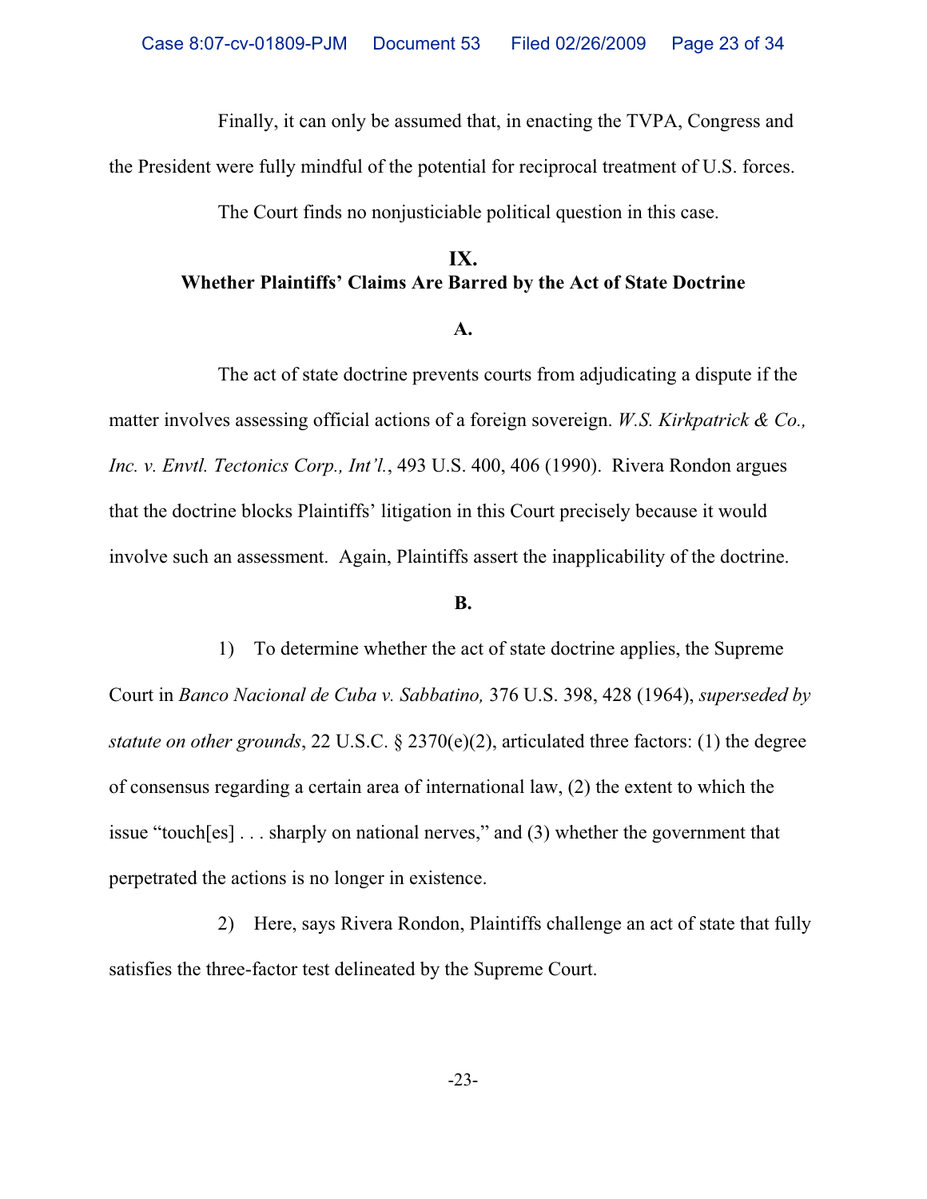Finally, it can only be assumed that, in enacting the TVPA, Congress and the President were fully mindful of the potential for reciprocal treatment of U.S. forces.

The Court finds no nonjusticiable political question in this case.

## IX.
## Whether Plaintiffs' Claims Are Barred by the Act of State Doctrine

### A.

The act of state doctrine prevents courts from adjudicating a dispute if the matter involves assessing official actions of a foreign sovereign. *W.S. Kirkpatrick & Co., Inc. v. Envtl. Tectonics Corp., Int'l.*, 493 U.S. 400, 406 (1990). Rivera Rondon argues that the doctrine blocks Plaintiffs' litigation in this Court precisely because it would involve such an assessment. Again, Plaintiffs assert the inapplicability of the doctrine.

### B.

1) To determine whether the act of state doctrine applies, the Supreme Court in *Banco Nacional de Cuba v. Sabbatino,* 376 U.S. 398, 428 (1964), *superseded by statute on other grounds*, 22 U.S.C. § 2370(e)(2), articulated three factors: (1) the degree of consensus regarding a certain area of international law, (2) the extent to which the issue "touch[es] . . . sharply on national nerves," and (3) whether the government that perpetrated the actions is no longer in existence.

2) Here, says Rivera Rondon, Plaintiffs challenge an act of state that fully satisfies the three-factor test delineated by the Supreme Court.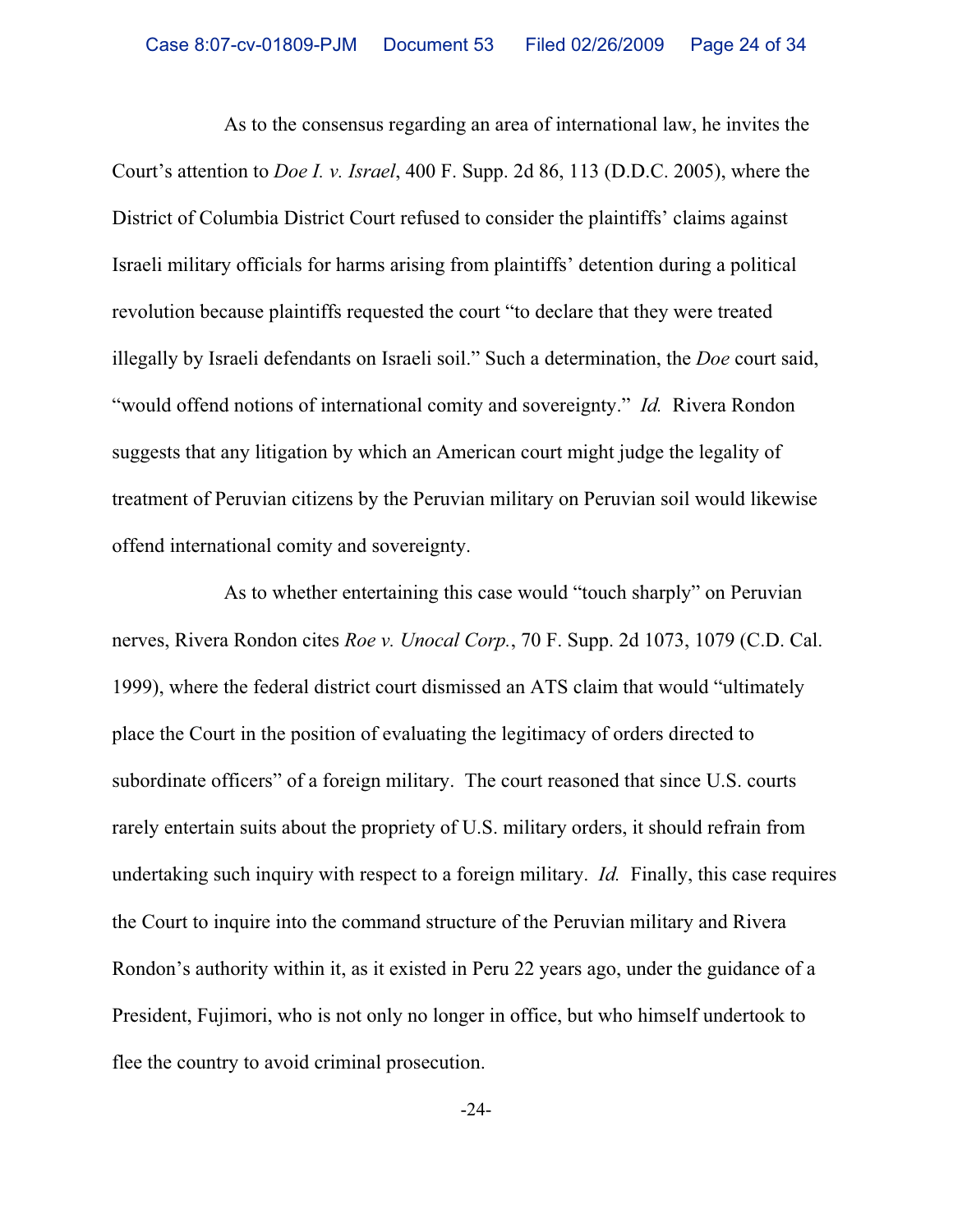As to the consensus regarding an area of international law, he invites the Court's attention to *Doe I. v. Israel*, 400 F. Supp. 2d 86, 113 (D.D.C. 2005), where the District of Columbia District Court refused to consider the plaintiffs' claims against Israeli military officials for harms arising from plaintiffs' detention during a political revolution because plaintiffs requested the court "to declare that they were treated illegally by Israeli defendants on Israeli soil." Such a determination, the *Doe* court said, "would offend notions of international comity and sovereignty." *Id.* Rivera Rondon suggests that any litigation by which an American court might judge the legality of treatment of Peruvian citizens by the Peruvian military on Peruvian soil would likewise offend international comity and sovereignty.

As to whether entertaining this case would "touch sharply" on Peruvian nerves, Rivera Rondon cites *Roe v. Unocal Corp.*, 70 F. Supp. 2d 1073, 1079 (C.D. Cal. 1999), where the federal district court dismissed an ATS claim that would "ultimately place the Court in the position of evaluating the legitimacy of orders directed to subordinate officers" of a foreign military. The court reasoned that since U.S. courts rarely entertain suits about the propriety of U.S. military orders, it should refrain from undertaking such inquiry with respect to a foreign military. *Id.* Finally, this case requires the Court to inquire into the command structure of the Peruvian military and Rivera Rondon's authority within it, as it existed in Peru 22 years ago, under the guidance of a President, Fujimori, who is not only no longer in office, but who himself undertook to flee the country to avoid criminal prosecution.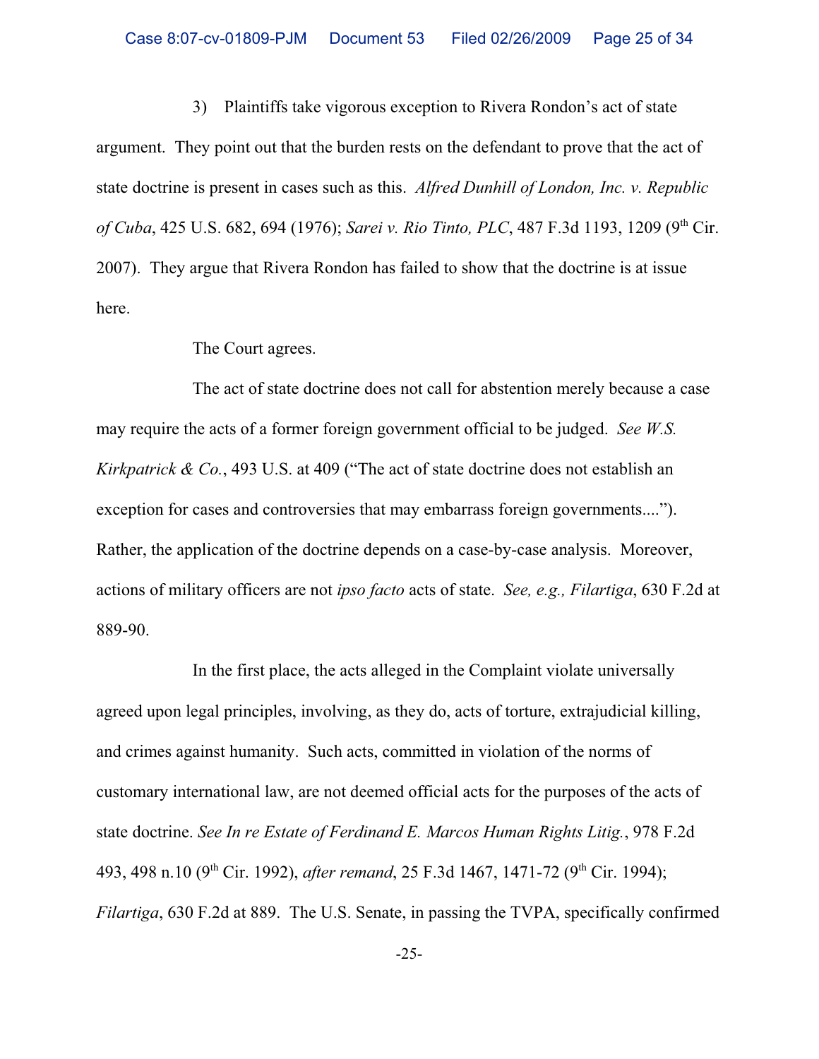3) Plaintiffs take vigorous exception to Rivera Rondon's act of state argument. They point out that the burden rests on the defendant to prove that the act of state doctrine is present in cases such as this. *Alfred Dunhill of London, Inc. v. Republic of Cuba*, 425 U.S. 682, 694 (1976); *Sarei v. Rio Tinto, PLC*, 487 F.3d 1193, 1209 (9th Cir. 2007). They argue that Rivera Rondon has failed to show that the doctrine is at issue here.

The Court agrees.

The act of state doctrine does not call for abstention merely because a case may require the acts of a former foreign government official to be judged. *See W.S. Kirkpatrick & Co.*, 493 U.S. at 409 ("The act of state doctrine does not establish an exception for cases and controversies that may embarrass foreign governments...."). Rather, the application of the doctrine depends on a case-by-case analysis. Moreover, actions of military officers are not *ipso facto* acts of state. *See, e.g., Filartiga*, 630 F.2d at 889-90.

In the first place, the acts alleged in the Complaint violate universally agreed upon legal principles, involving, as they do, acts of torture, extrajudicial killing, and crimes against humanity. Such acts, committed in violation of the norms of customary international law, are not deemed official acts for the purposes of the acts of state doctrine. *See In re Estate of Ferdinand E. Marcos Human Rights Litig.*, 978 F.2d 493, 498 n.10 (9th Cir. 1992), *after remand*, 25 F.3d 1467, 1471-72 (9th Cir. 1994); *Filartiga*, 630 F.2d at 889. The U.S. Senate, in passing the TVPA, specifically confirmed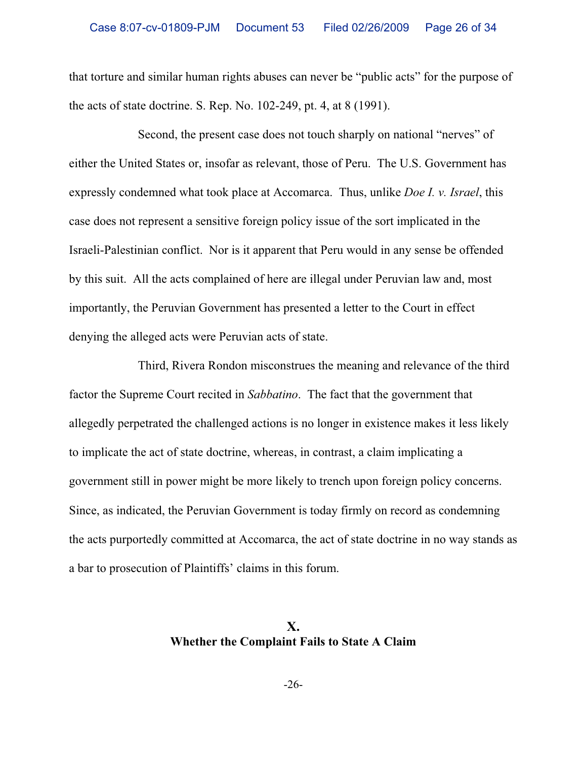that torture and similar human rights abuses can never be "public acts" for the purpose of the acts of state doctrine. S. Rep. No. 102-249, pt. 4, at 8 (1991).

Second, the present case does not touch sharply on national "nerves" of either the United States or, insofar as relevant, those of Peru. The U.S. Government has expressly condemned what took place at Accomarca. Thus, unlike *Doe I. v. Israel*, this case does not represent a sensitive foreign policy issue of the sort implicated in the Israeli-Palestinian conflict. Nor is it apparent that Peru would in any sense be offended by this suit. All the acts complained of here are illegal under Peruvian law and, most importantly, the Peruvian Government has presented a letter to the Court in effect denying the alleged acts were Peruvian acts of state.

Third, Rivera Rondon misconstrues the meaning and relevance of the third factor the Supreme Court recited in *Sabbatino*. The fact that the government that allegedly perpetrated the challenged actions is no longer in existence makes it less likely to implicate the act of state doctrine, whereas, in contrast, a claim implicating a government still in power might be more likely to trench upon foreign policy concerns. Since, as indicated, the Peruvian Government is today firmly on record as condemning the acts purportedly committed at Accomarca, the act of state doctrine in no way stands as a bar to prosecution of Plaintiffs' claims in this forum.

## X.
## Whether the Complaint Fails to State A Claim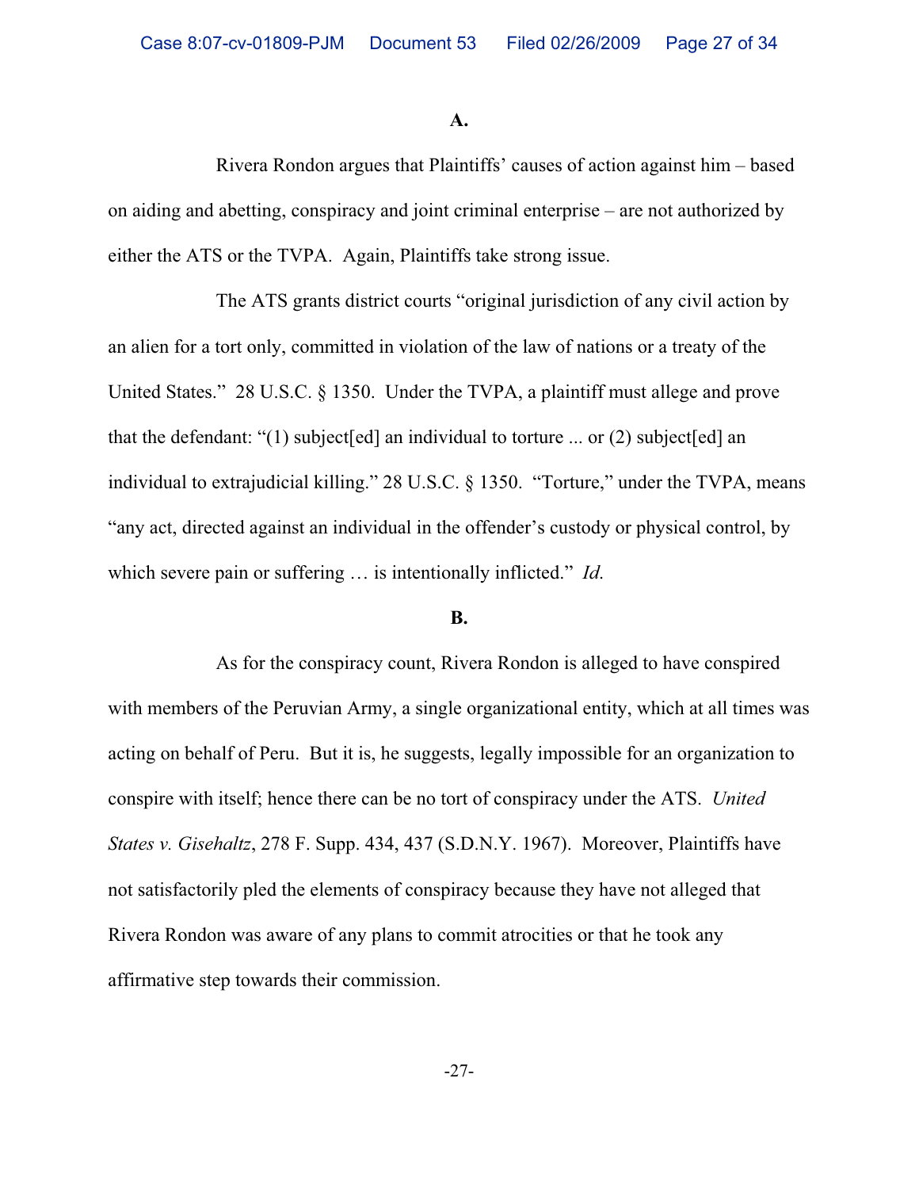**A.**

Rivera Rondon argues that Plaintiffs' causes of action against him – based on aiding and abetting, conspiracy and joint criminal enterprise – are not authorized by either the ATS or the TVPA. Again, Plaintiffs take strong issue.

The ATS grants district courts "original jurisdiction of any civil action by an alien for a tort only, committed in violation of the law of nations or a treaty of the United States." 28 U.S.C. § 1350. Under the TVPA, a plaintiff must allege and prove that the defendant: "(1) subject[ed] an individual to torture ... or (2) subject[ed] an individual to extrajudicial killing." 28 U.S.C. § 1350. "Torture," under the TVPA, means "any act, directed against an individual in the offender's custody or physical control, by which severe pain or suffering … is intentionally inflicted." *Id.*

**B.**

As for the conspiracy count, Rivera Rondon is alleged to have conspired with members of the Peruvian Army, a single organizational entity, which at all times was acting on behalf of Peru. But it is, he suggests, legally impossible for an organization to conspire with itself; hence there can be no tort of conspiracy under the ATS. *United States v. Gisehaltz*, 278 F. Supp. 434, 437 (S.D.N.Y. 1967). Moreover, Plaintiffs have not satisfactorily pled the elements of conspiracy because they have not alleged that Rivera Rondon was aware of any plans to commit atrocities or that he took any affirmative step towards their commission.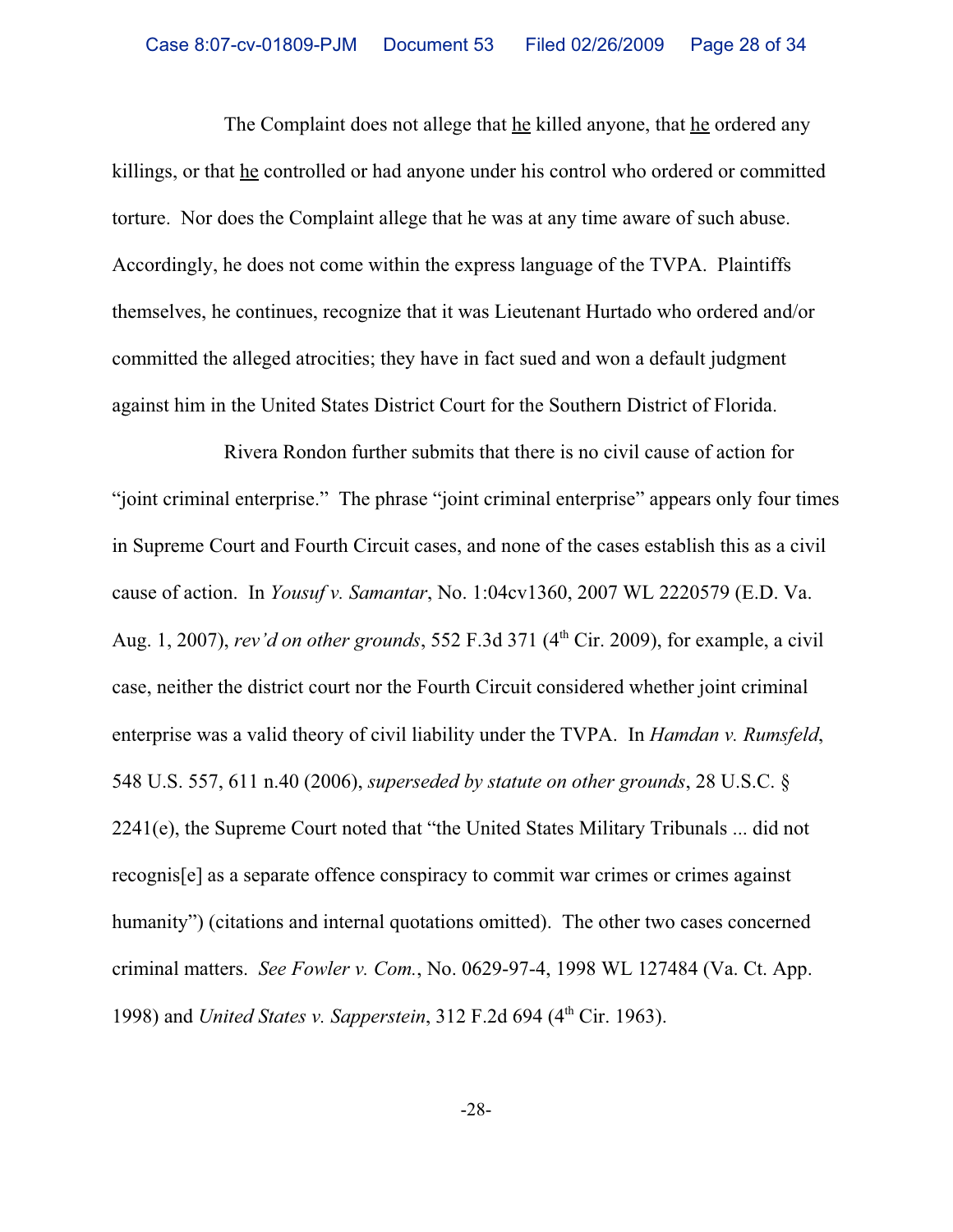The Complaint does not allege that <u>he</u> killed anyone, that <u>he</u> ordered any killings, or that <u>he</u> controlled or had anyone under his control who ordered or committed torture. Nor does the Complaint allege that he was at any time aware of such abuse. Accordingly, he does not come within the express language of the TVPA. Plaintiffs themselves, he continues, recognize that it was Lieutenant Hurtado who ordered and/or committed the alleged atrocities; they have in fact sued and won a default judgment against him in the United States District Court for the Southern District of Florida.

Rivera Rondon further submits that there is no civil cause of action for "joint criminal enterprise." The phrase "joint criminal enterprise" appears only four times in Supreme Court and Fourth Circuit cases, and none of the cases establish this as a civil cause of action. In *Yousuf v. Samantar*, No. 1:04cv1360, 2007 WL 2220579 (E.D. Va. Aug. 1, 2007), *rev'd on other grounds*, 552 F.3d 371 (4th Cir. 2009), for example, a civil case, neither the district court nor the Fourth Circuit considered whether joint criminal enterprise was a valid theory of civil liability under the TVPA. In *Hamdan v. Rumsfeld*, 548 U.S. 557, 611 n.40 (2006), *superseded by statute on other grounds*, 28 U.S.C. § 2241(e), the Supreme Court noted that "the United States Military Tribunals ... did not recognis[e] as a separate offence conspiracy to commit war crimes or crimes against humanity") (citations and internal quotations omitted). The other two cases concerned criminal matters. *See Fowler v. Com.*, No. 0629-97-4, 1998 WL 127484 (Va. Ct. App. 1998) and *United States v. Sapperstein*, 312 F.2d 694 (4th Cir. 1963).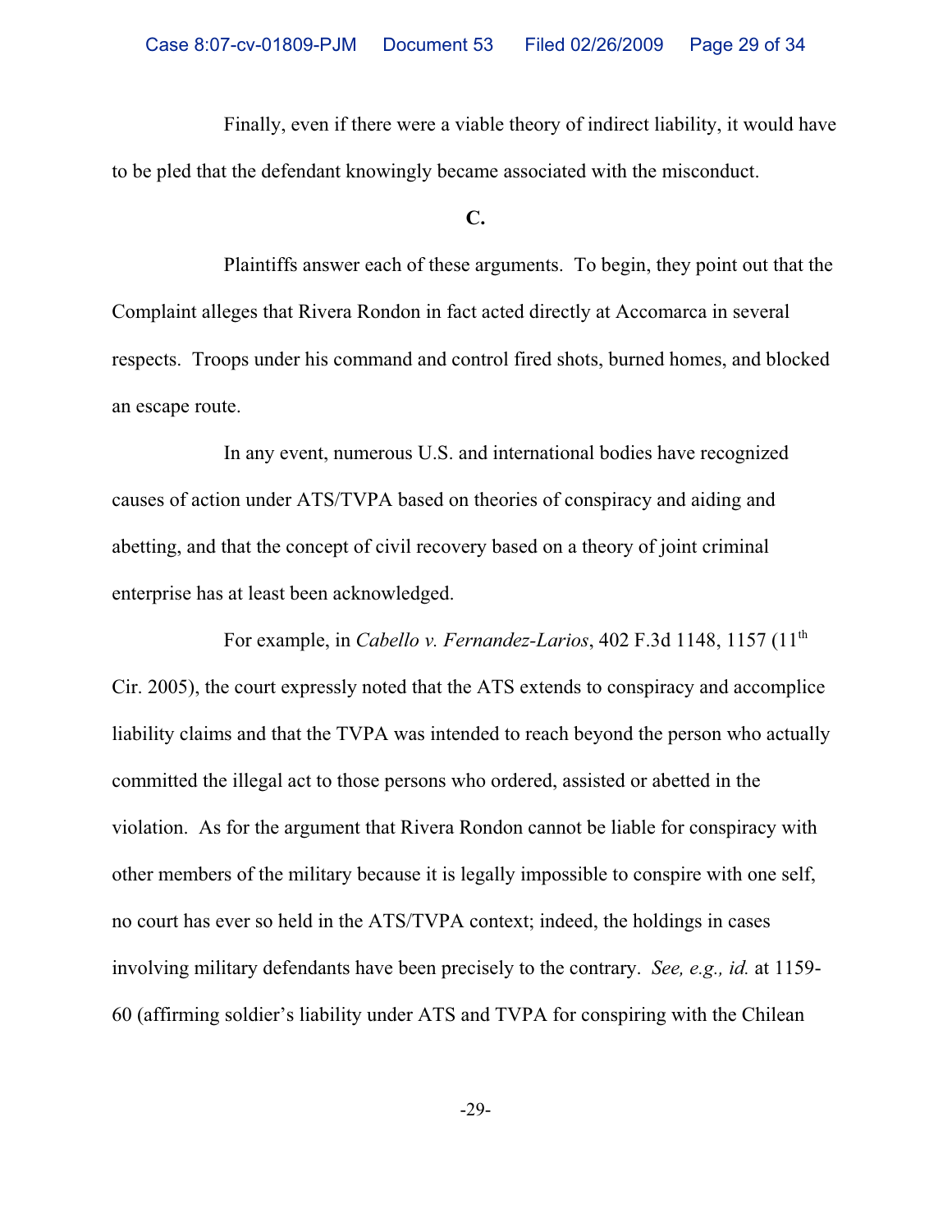Finally, even if there were a viable theory of indirect liability, it would have to be pled that the defendant knowingly became associated with the misconduct.

**C.**

Plaintiffs answer each of these arguments. To begin, they point out that the Complaint alleges that Rivera Rondon in fact acted directly at Accomarca in several respects. Troops under his command and control fired shots, burned homes, and blocked an escape route.

In any event, numerous U.S. and international bodies have recognized causes of action under ATS/TVPA based on theories of conspiracy and aiding and abetting, and that the concept of civil recovery based on a theory of joint criminal enterprise has at least been acknowledged.

For example, in *Cabello v. Fernandez-Larios*, 402 F.3d 1148, 1157 (11th Cir. 2005), the court expressly noted that the ATS extends to conspiracy and accomplice liability claims and that the TVPA was intended to reach beyond the person who actually committed the illegal act to those persons who ordered, assisted or abetted in the violation. As for the argument that Rivera Rondon cannot be liable for conspiracy with other members of the military because it is legally impossible to conspire with one self, no court has ever so held in the ATS/TVPA context; indeed, the holdings in cases involving military defendants have been precisely to the contrary. *See, e.g., id.* at 1159-60 (affirming soldier's liability under ATS and TVPA for conspiring with the Chilean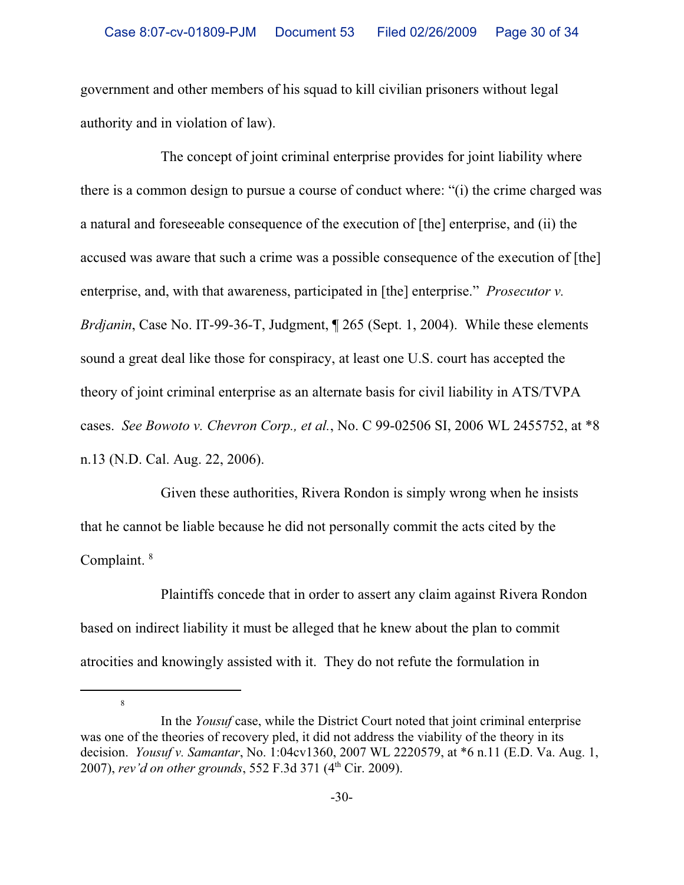government and other members of his squad to kill civilian prisoners without legal authority and in violation of law).

The concept of joint criminal enterprise provides for joint liability where there is a common design to pursue a course of conduct where: "(i) the crime charged was a natural and foreseeable consequence of the execution of [the] enterprise, and (ii) the accused was aware that such a crime was a possible consequence of the execution of [the] enterprise, and, with that awareness, participated in [the] enterprise." *Prosecutor v. Brdjanin*, Case No. IT-99-36-T, Judgment, ¶ 265 (Sept. 1, 2004). While these elements sound a great deal like those for conspiracy, at least one U.S. court has accepted the theory of joint criminal enterprise as an alternate basis for civil liability in ATS/TVPA cases. *See Bowoto v. Chevron Corp., et al.*, No. C 99-02506 SI, 2006 WL 2455752, at *8 n.13 (N.D. Cal. Aug. 22, 2006).

Given these authorities, Rivera Rondon is simply wrong when he insists that he cannot be liable because he did not personally commit the acts cited by the Complaint. [8]

Plaintiffs concede that in order to assert any claim against Rivera Rondon based on indirect liability it must be alleged that he knew about the plan to commit atrocities and knowingly assisted with it. They do not refute the formulation in

---

[8] In the *Yousuf* case, while the District Court noted that joint criminal enterprise was one of the theories of recovery pled, it did not address the viability of the theory in its decision. *Yousuf v. Samantar*, No. 1:04cv1360, 2007 WL 2220579, at *6 n.11 (E.D. Va. Aug. 1, 2007), *rev'd on other grounds*, 552 F.3d 371 (4th Cir. 2009).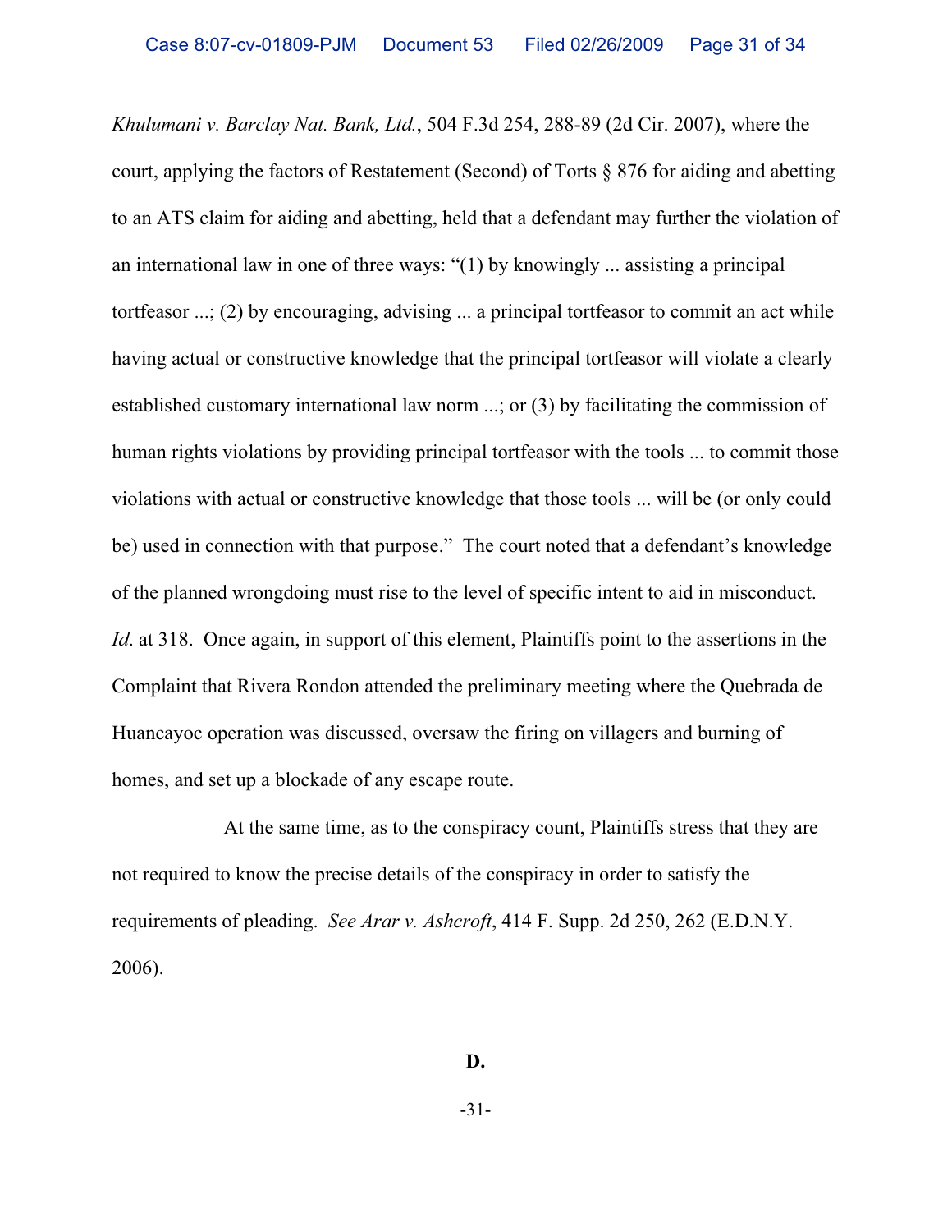*Khulumani v. Barclay Nat. Bank, Ltd.*, 504 F.3d 254, 288-89 (2d Cir. 2007), where the court, applying the factors of Restatement (Second) of Torts § 876 for aiding and abetting to an ATS claim for aiding and abetting, held that a defendant may further the violation of an international law in one of three ways: "(1) by knowingly ... assisting a principal tortfeasor ...; (2) by encouraging, advising ... a principal tortfeasor to commit an act while having actual or constructive knowledge that the principal tortfeasor will violate a clearly established customary international law norm ...; or (3) by facilitating the commission of human rights violations by providing principal tortfeasor with the tools ... to commit those violations with actual or constructive knowledge that those tools ... will be (or only could be) used in connection with that purpose." The court noted that a defendant's knowledge of the planned wrongdoing must rise to the level of specific intent to aid in misconduct. *Id*. at 318. Once again, in support of this element, Plaintiffs point to the assertions in the Complaint that Rivera Rondon attended the preliminary meeting where the Quebrada de Huancayoc operation was discussed, oversaw the firing on villagers and burning of homes, and set up a blockade of any escape route.

At the same time, as to the conspiracy count, Plaintiffs stress that they are not required to know the precise details of the conspiracy in order to satisfy the requirements of pleading. *See Arar v. Ashcroft*, 414 F. Supp. 2d 250, 262 (E.D.N.Y. 2006).

**D.**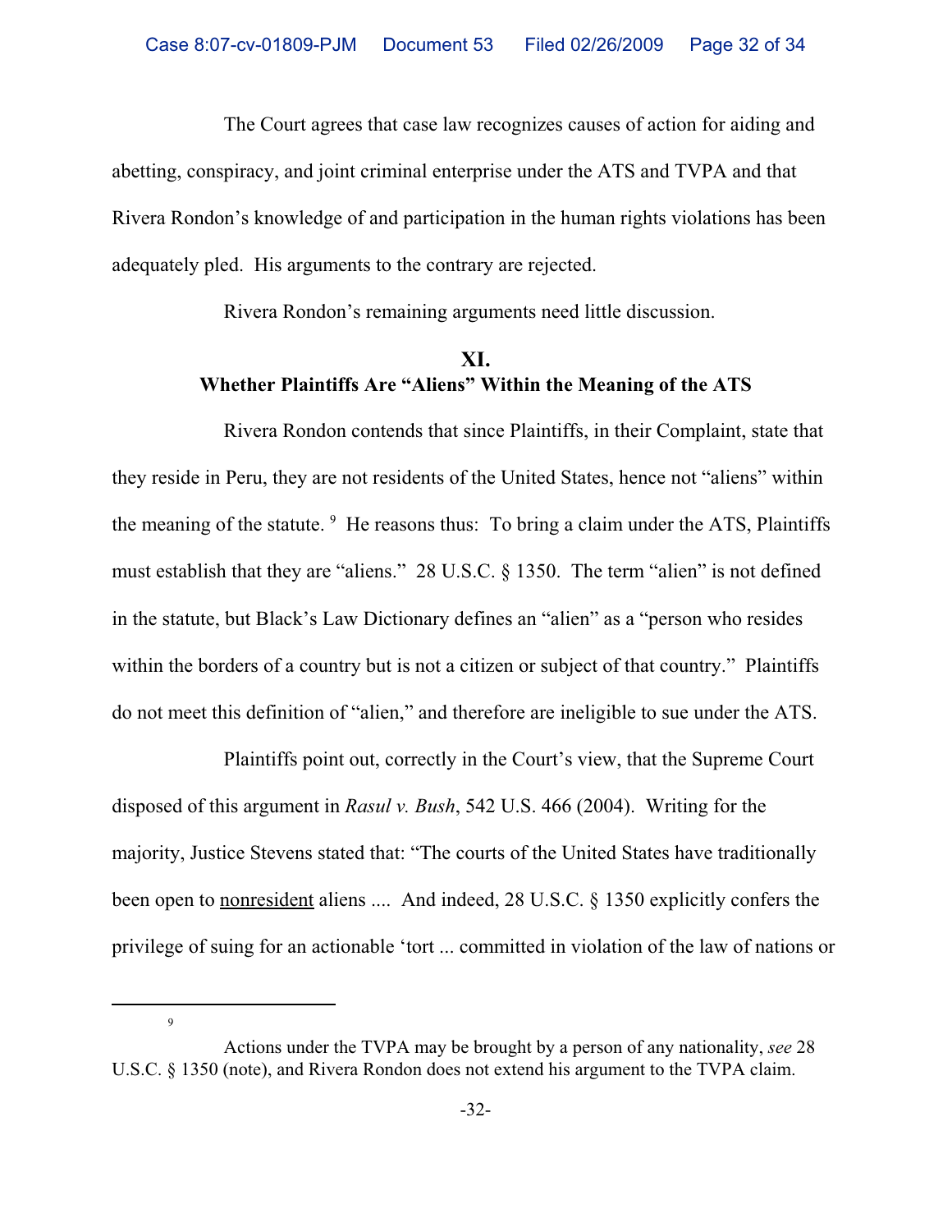The Court agrees that case law recognizes causes of action for aiding and abetting, conspiracy, and joint criminal enterprise under the ATS and TVPA and that Rivera Rondon's knowledge of and participation in the human rights violations has been adequately pled. His arguments to the contrary are rejected.

Rivera Rondon's remaining arguments need little discussion.

## XI.
## Whether Plaintiffs Are "Aliens" Within the Meaning of the ATS

Rivera Rondon contends that since Plaintiffs, in their Complaint, state that they reside in Peru, they are not residents of the United States, hence not "aliens" within the meaning of the statute.[9] He reasons thus: To bring a claim under the ATS, Plaintiffs must establish that they are "aliens." 28 U.S.C. § 1350. The term "alien" is not defined in the statute, but Black's Law Dictionary defines an "alien" as a "person who resides within the borders of a country but is not a citizen or subject of that country." Plaintiffs do not meet this definition of "alien," and therefore are ineligible to sue under the ATS.

Plaintiffs point out, correctly in the Court's view, that the Supreme Court disposed of this argument in *Rasul v. Bush*, 542 U.S. 466 (2004). Writing for the majority, Justice Stevens stated that: "The courts of the United States have traditionally been open to <u>nonresident</u> aliens .... And indeed, 28 U.S.C. § 1350 explicitly confers the privilege of suing for an actionable 'tort ... committed in violation of the law of nations or

---

[9] Actions under the TVPA may be brought by a person of any nationality, *see* 28 U.S.C. § 1350 (note), and Rivera Rondon does not extend his argument to the TVPA claim.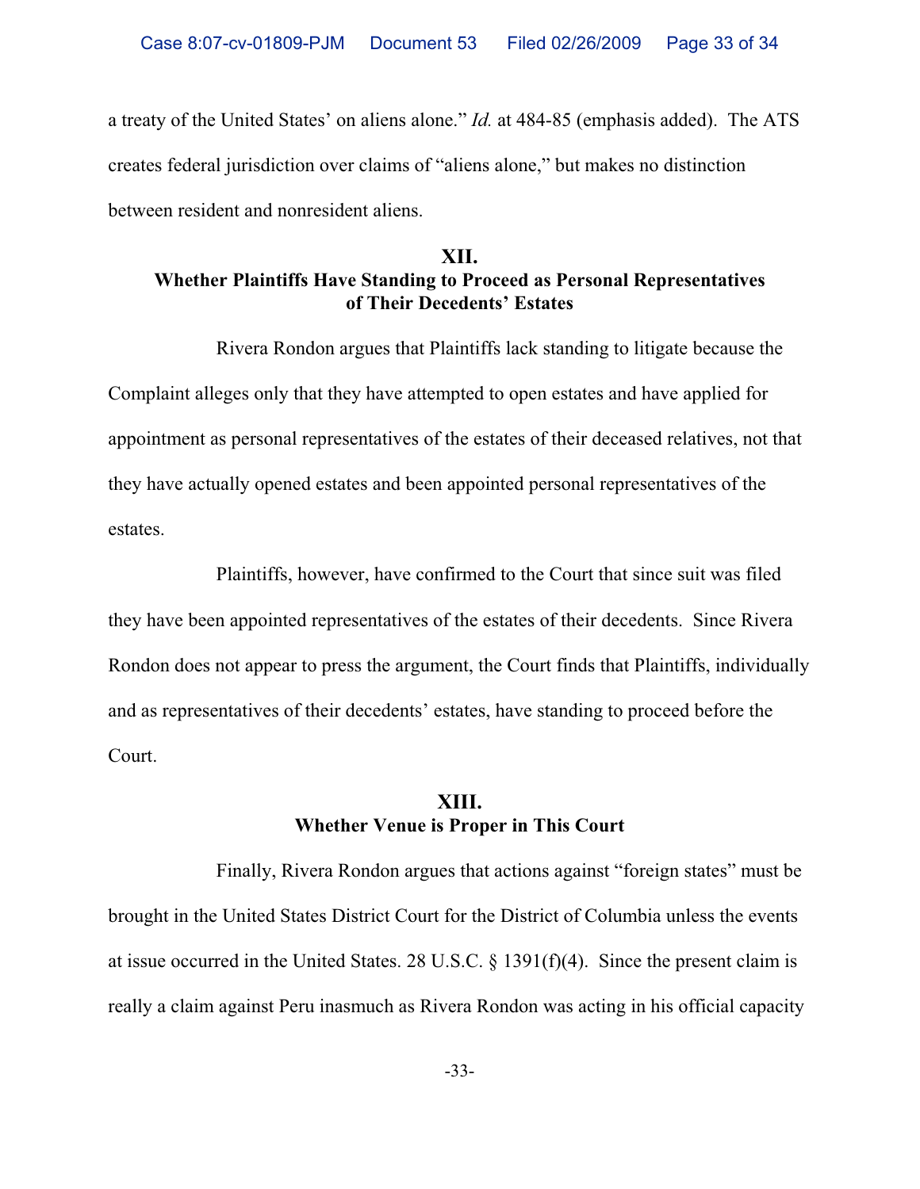a treaty of the United States' on aliens alone." *Id.* at 484-85 (emphasis added). The ATS creates federal jurisdiction over claims of "aliens alone," but makes no distinction between resident and nonresident aliens.

## XII.
## Whether Plaintiffs Have Standing to Proceed as Personal Representatives of Their Decedents' Estates

Rivera Rondon argues that Plaintiffs lack standing to litigate because the Complaint alleges only that they have attempted to open estates and have applied for appointment as personal representatives of the estates of their deceased relatives, not that they have actually opened estates and been appointed personal representatives of the estates.

Plaintiffs, however, have confirmed to the Court that since suit was filed they have been appointed representatives of the estates of their decedents. Since Rivera Rondon does not appear to press the argument, the Court finds that Plaintiffs, individually and as representatives of their decedents' estates, have standing to proceed before the Court.

## XIII.
## Whether Venue is Proper in This Court

Finally, Rivera Rondon argues that actions against "foreign states" must be brought in the United States District Court for the District of Columbia unless the events at issue occurred in the United States. 28 U.S.C. § 1391(f)(4). Since the present claim is really a claim against Peru inasmuch as Rivera Rondon was acting in his official capacity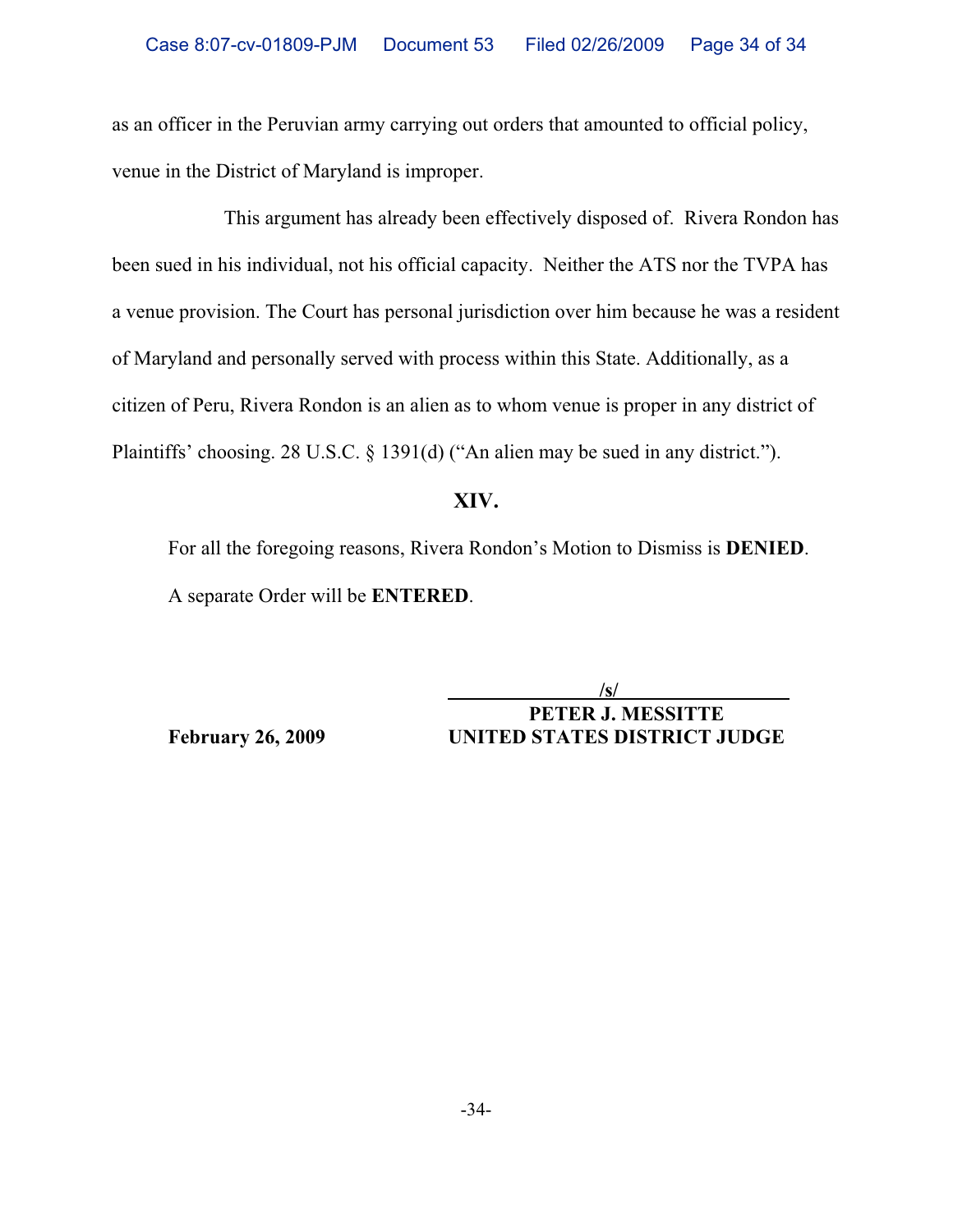as an officer in the Peruvian army carrying out orders that amounted to official policy, venue in the District of Maryland is improper.

This argument has already been effectively disposed of. Rivera Rondon has been sued in his individual, not his official capacity. Neither the ATS nor the TVPA has a venue provision. The Court has personal jurisdiction over him because he was a resident of Maryland and personally served with process within this State. Additionally, as a citizen of Peru, Rivera Rondon is an alien as to whom venue is proper in any district of Plaintiffs' choosing. 28 U.S.C. § 1391(d) ("An alien may be sued in any district.").

## XIV.

For all the foregoing reasons, Rivera Rondon's Motion to Dismiss is **DENIED**.

A separate Order will be **ENTERED**.

/s/

**PETER J. MESSITTE**
**UNITED STATES DISTRICT JUDGE**

**February 26, 2009**